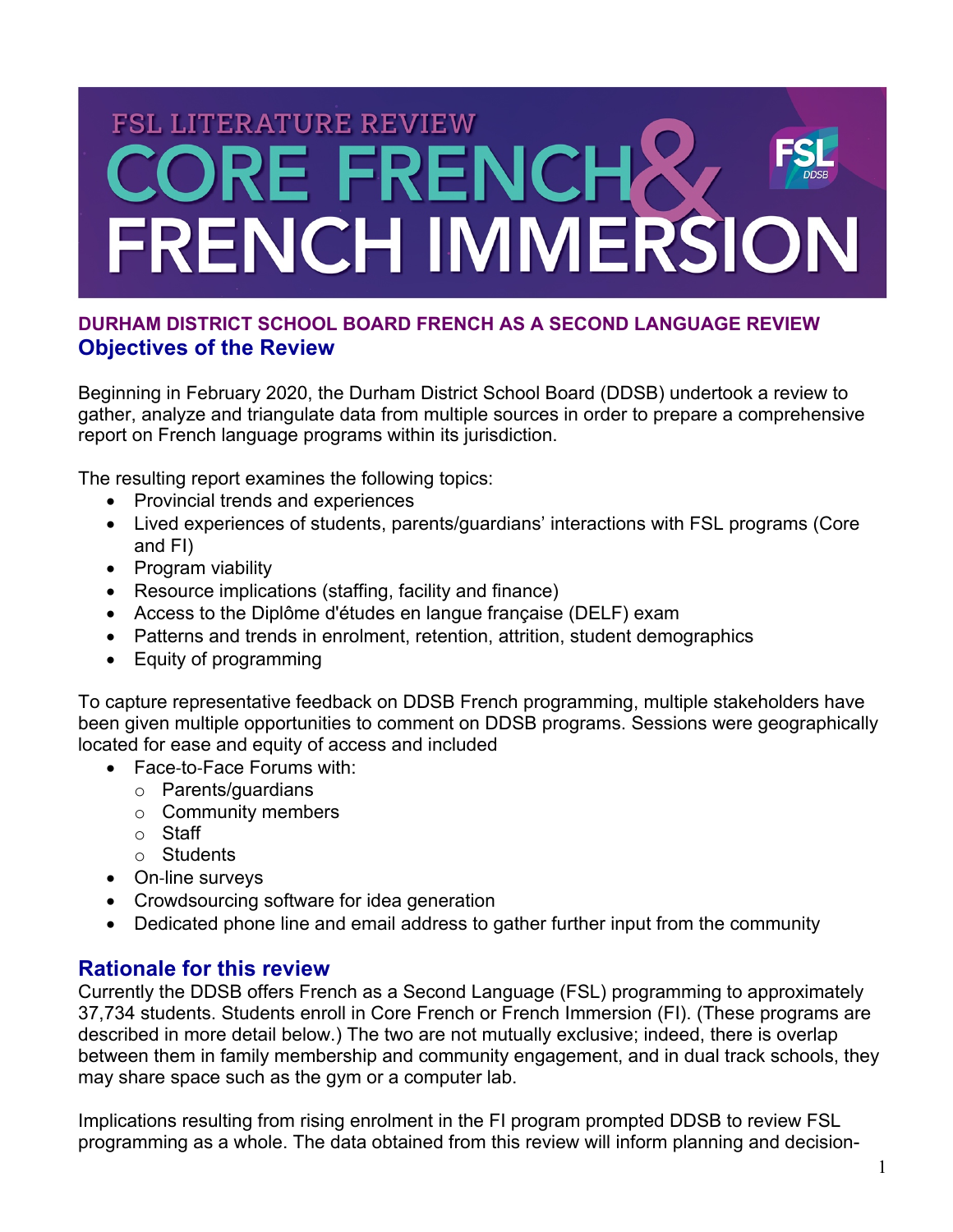# FSL LITERATURE REVIEW CORE FRENCH & FRENCH IMMERSION

**DURHAM DISTRICT SCHOOL BOARD FRENCH AS A SECOND LANGUAGE REVIEW**

## Objectives of the Review

Beginning in February 2020, the Durham District School Board (DDSB) undertook a review to gather, analyze and triangulate data from multiple sources in order to prepare a comprehensive report on French language programs within its jurisdiction.

The resulting report examines the following topics:

- Provincial trends and experiences
- Lived experiences of students, parents/guardians' interactions with FSL programs (Core and FI)
- Program viability
- Resource implications (staffing, facility and finance)
- Access to the Diplôme d'études en langue française (DELF) exam
- Patterns and trends in enrolment, retention, attrition, student demographics
- Equity of programming

To capture representative feedback on DDSB French programming, multiple stakeholders have been given multiple opportunities to comment on DDSB programs. Sessions were geographically located for ease and equity of access and included

- Face-to-Face Forums with:
  - Parents/guardians
  - Community members
  - Staff
  - Students
- On-line surveys
- Crowdsourcing software for idea generation
- Dedicated phone line and email address to gather further input from the community

## Rationale for this review

Currently the DDSB offers French as a Second Language (FSL) programming to approximately 37,734 students. Students enroll in Core French or French Immersion (FI). (These programs are described in more detail below.) The two are not mutually exclusive; indeed, there is overlap between them in family membership and community engagement, and in dual track schools, they may share space such as the gym or a computer lab.

Implications resulting from rising enrolment in the FI program prompted DDSB to review FSL programming as a whole. The data obtained from this review will inform planning and decision-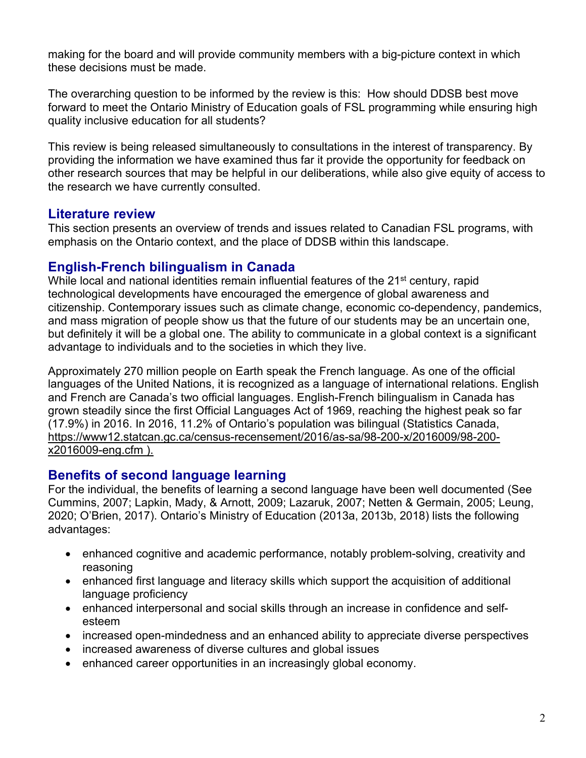making for the board and will provide community members with a big-picture context in which these decisions must be made.

The overarching question to be informed by the review is this: How should DDSB best move forward to meet the Ontario Ministry of Education goals of FSL programming while ensuring high quality inclusive education for all students?

This review is being released simultaneously to consultations in the interest of transparency. By providing the information we have examined thus far it provide the opportunity for feedback on other research sources that may be helpful in our deliberations, while also give equity of access to the research we have currently consulted.

## Literature review

This section presents an overview of trends and issues related to Canadian FSL programs, with emphasis on the Ontario context, and the place of DDSB within this landscape.

## English-French bilingualism in Canada

While local and national identities remain influential features of the 21st century, rapid technological developments have encouraged the emergence of global awareness and citizenship. Contemporary issues such as climate change, economic co-dependency, pandemics, and mass migration of people show us that the future of our students may be an uncertain one, but definitely it will be a global one. The ability to communicate in a global context is a significant advantage to individuals and to the societies in which they live.

Approximately 270 million people on Earth speak the French language. As one of the official languages of the United Nations, it is recognized as a language of international relations. English and French are Canada's two official languages. English-French bilingualism in Canada has grown steadily since the first Official Languages Act of 1969, reaching the highest peak so far (17.9%) in 2016. In 2016, 11.2% of Ontario's population was bilingual (Statistics Canada, https://www12.statcan.gc.ca/census-recensement/2016/as-sa/98-200-x/2016009/98-200-x2016009-eng.cfm ).

## Benefits of second language learning

For the individual, the benefits of learning a second language have been well documented (See Cummins, 2007; Lapkin, Mady, & Arnott, 2009; Lazaruk, 2007; Netten & Germain, 2005; Leung, 2020; O'Brien, 2017). Ontario's Ministry of Education (2013a, 2013b, 2018) lists the following advantages:

- enhanced cognitive and academic performance, notably problem-solving, creativity and reasoning
- enhanced first language and literacy skills which support the acquisition of additional language proficiency
- enhanced interpersonal and social skills through an increase in confidence and self-esteem
- increased open-mindedness and an enhanced ability to appreciate diverse perspectives
- increased awareness of diverse cultures and global issues
- enhanced career opportunities in an increasingly global economy.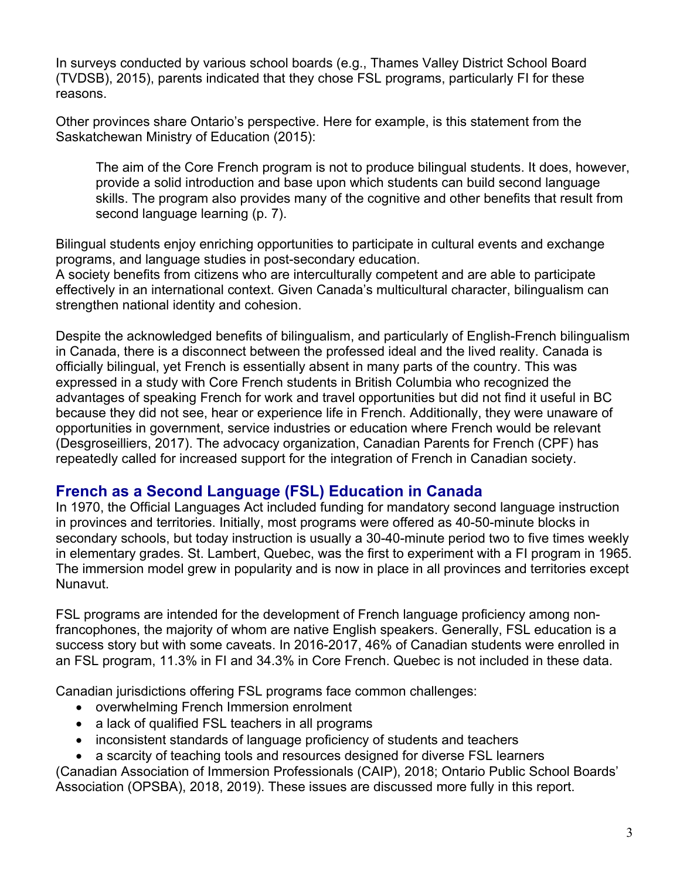In surveys conducted by various school boards (e.g., Thames Valley District School Board (TVDSB), 2015), parents indicated that they chose FSL programs, particularly FI for these reasons.

Other provinces share Ontario's perspective. Here for example, is this statement from the Saskatchewan Ministry of Education (2015):

> The aim of the Core French program is not to produce bilingual students. It does, however, provide a solid introduction and base upon which students can build second language skills. The program also provides many of the cognitive and other benefits that result from second language learning (p. 7).

Bilingual students enjoy enriching opportunities to participate in cultural events and exchange programs, and language studies in post-secondary education.
A society benefits from citizens who are interculturally competent and are able to participate effectively in an international context. Given Canada's multicultural character, bilingualism can strengthen national identity and cohesion.

Despite the acknowledged benefits of bilingualism, and particularly of English-French bilingualism in Canada, there is a disconnect between the professed ideal and the lived reality. Canada is officially bilingual, yet French is essentially absent in many parts of the country. This was expressed in a study with Core French students in British Columbia who recognized the advantages of speaking French for work and travel opportunities but did not find it useful in BC because they did not see, hear or experience life in French. Additionally, they were unaware of opportunities in government, service industries or education where French would be relevant (Desgroseilliers, 2017). The advocacy organization, Canadian Parents for French (CPF) has repeatedly called for increased support for the integration of French in Canadian society.

## French as a Second Language (FSL) Education in Canada

In 1970, the Official Languages Act included funding for mandatory second language instruction in provinces and territories. Initially, most programs were offered as 40-50-minute blocks in secondary schools, but today instruction is usually a 30-40-minute period two to five times weekly in elementary grades. St. Lambert, Quebec, was the first to experiment with a FI program in 1965. The immersion model grew in popularity and is now in place in all provinces and territories except Nunavut.

FSL programs are intended for the development of French language proficiency among non-francophones, the majority of whom are native English speakers. Generally, FSL education is a success story but with some caveats. In 2016-2017, 46% of Canadian students were enrolled in an FSL program, 11.3% in FI and 34.3% in Core French. Quebec is not included in these data.

Canadian jurisdictions offering FSL programs face common challenges:

- overwhelming French Immersion enrolment
- a lack of qualified FSL teachers in all programs
- inconsistent standards of language proficiency of students and teachers
- a scarcity of teaching tools and resources designed for diverse FSL learners

(Canadian Association of Immersion Professionals (CAIP), 2018; Ontario Public School Boards' Association (OPSBA), 2018, 2019). These issues are discussed more fully in this report.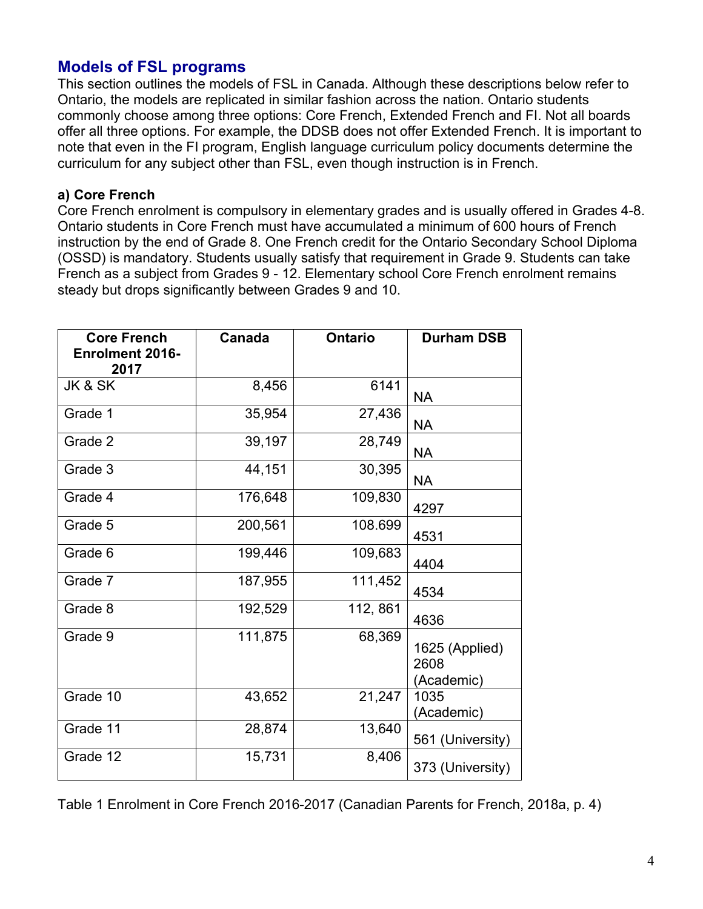## Models of FSL programs

This section outlines the models of FSL in Canada. Although these descriptions below refer to Ontario, the models are replicated in similar fashion across the nation. Ontario students commonly choose among three options: Core French, Extended French and FI. Not all boards offer all three options. For example, the DDSB does not offer Extended French. It is important to note that even in the FI program, English language curriculum policy documents determine the curriculum for any subject other than FSL, even though instruction is in French.

### a) Core French

Core French enrolment is compulsory in elementary grades and is usually offered in Grades 4-8. Ontario students in Core French must have accumulated a minimum of 600 hours of French instruction by the end of Grade 8. One French credit for the Ontario Secondary School Diploma (OSSD) is mandatory. Students usually satisfy that requirement in Grade 9. Students can take French as a subject from Grades 9 - 12. Elementary school Core French enrolment remains steady but drops significantly between Grades 9 and 10.

| Core French Enrolment 2016-2017 | Canada | Ontario | Durham DSB |
|---|---|---|---|
| JK & SK | 8,456 | 6141 | NA |
| Grade 1 | 35,954 | 27,436 | NA |
| Grade 2 | 39,197 | 28,749 | NA |
| Grade 3 | 44,151 | 30,395 | NA |
| Grade 4 | 176,648 | 109,830 | 4297 |
| Grade 5 | 200,561 | 108.699 | 4531 |
| Grade 6 | 199,446 | 109,683 | 4404 |
| Grade 7 | 187,955 | 111,452 | 4534 |
| Grade 8 | 192,529 | 112, 861 | 4636 |
| Grade 9 | 111,875 | 68,369 | 1625 (Applied) 2608 (Academic) |
| Grade 10 | 43,652 | 21,247 | 1035 (Academic) |
| Grade 11 | 28,874 | 13,640 | 561 (University) |
| Grade 12 | 15,731 | 8,406 | 373 (University) |

Table 1 Enrolment in Core French 2016-2017 (Canadian Parents for French, 2018a, p. 4)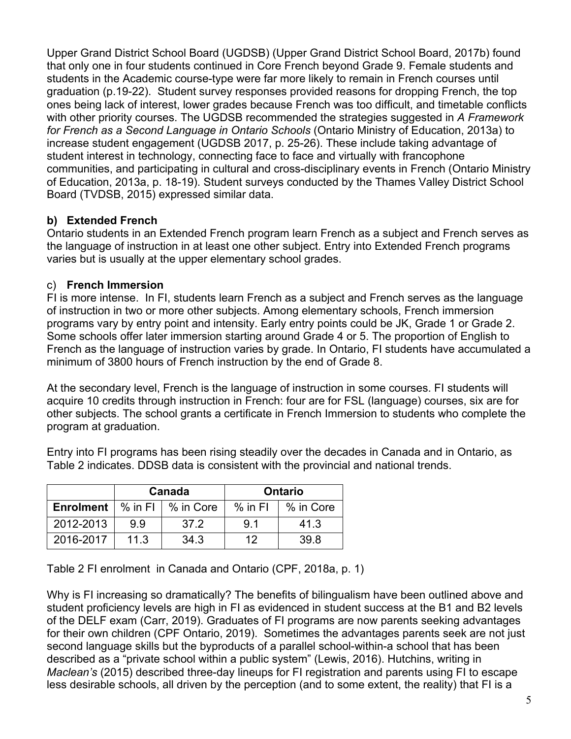Upper Grand District School Board (UGDSB) (Upper Grand District School Board, 2017b) found that only one in four students continued in Core French beyond Grade 9. Female students and students in the Academic course-type were far more likely to remain in French courses until graduation (p.19-22). Student survey responses provided reasons for dropping French, the top ones being lack of interest, lower grades because French was too difficult, and timetable conflicts with other priority courses. The UGDSB recommended the strategies suggested in *A Framework for French as a Second Language in Ontario Schools* (Ontario Ministry of Education, 2013a) to increase student engagement (UGDSB 2017, p. 25-26). These include taking advantage of student interest in technology, connecting face to face and virtually with francophone communities, and participating in cultural and cross-disciplinary events in French (Ontario Ministry of Education, 2013a, p. 18-19). Student surveys conducted by the Thames Valley District School Board (TVDSB, 2015) expressed similar data.

### b) Extended French

Ontario students in an Extended French program learn French as a subject and French serves as the language of instruction in at least one other subject. Entry into Extended French programs varies but is usually at the upper elementary school grades.

### c) French Immersion

FI is more intense. In FI, students learn French as a subject and French serves as the language of instruction in two or more other subjects. Among elementary schools, French immersion programs vary by entry point and intensity. Early entry points could be JK, Grade 1 or Grade 2. Some schools offer later immersion starting around Grade 4 or 5. The proportion of English to French as the language of instruction varies by grade. In Ontario, FI students have accumulated a minimum of 3800 hours of French instruction by the end of Grade 8.

At the secondary level, French is the language of instruction in some courses. FI students will acquire 10 credits through instruction in French: four are for FSL (language) courses, six are for other subjects. The school grants a certificate in French Immersion to students who complete the program at graduation.

Entry into FI programs has been rising steadily over the decades in Canada and in Ontario, as Table 2 indicates. DDSB data is consistent with the provincial and national trends.

| | Canada | | Ontario | |
|---|---|---|---|---|
| **Enrolment** | % in FI | % in Core | % in FI | % in Core |
| 2012-2013 | 9.9 | 37.2 | 9.1 | 41.3 |
| 2016-2017 | 11.3 | 34.3 | 12 | 39.8 |

Table 2 FI enrolment in Canada and Ontario (CPF, 2018a, p. 1)

Why is FI increasing so dramatically? The benefits of bilingualism have been outlined above and student proficiency levels are high in FI as evidenced in student success at the B1 and B2 levels of the DELF exam (Carr, 2019). Graduates of FI programs are now parents seeking advantages for their own children (CPF Ontario, 2019). Sometimes the advantages parents seek are not just second language skills but the byproducts of a parallel school-within-a school that has been described as a "private school within a public system" (Lewis, 2016). Hutchins, writing in *Maclean's* (2015) described three-day lineups for FI registration and parents using FI to escape less desirable schools, all driven by the perception (and to some extent, the reality) that FI is a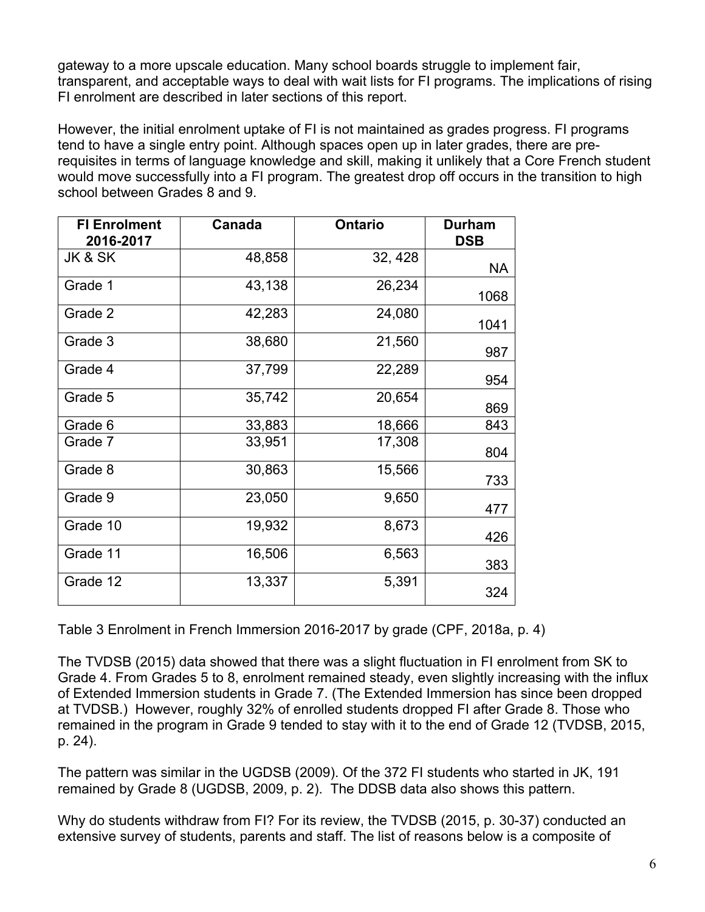gateway to a more upscale education. Many school boards struggle to implement fair, transparent, and acceptable ways to deal with wait lists for FI programs. The implications of rising FI enrolment are described in later sections of this report.

However, the initial enrolment uptake of FI is not maintained as grades progress. FI programs tend to have a single entry point. Although spaces open up in later grades, there are pre-requisites in terms of language knowledge and skill, making it unlikely that a Core French student would move successfully into a FI program. The greatest drop off occurs in the transition to high school between Grades 8 and 9.

| FI Enrolment 2016-2017 | Canada | Ontario | Durham DSB |
|---|---|---|---|
| JK & SK | 48,858 | 32, 428 | NA |
| Grade 1 | 43,138 | 26,234 | 1068 |
| Grade 2 | 42,283 | 24,080 | 1041 |
| Grade 3 | 38,680 | 21,560 | 987 |
| Grade 4 | 37,799 | 22,289 | 954 |
| Grade 5 | 35,742 | 20,654 | 869 |
| Grade 6 | 33,883 | 18,666 | 843 |
| Grade 7 | 33,951 | 17,308 | 804 |
| Grade 8 | 30,863 | 15,566 | 733 |
| Grade 9 | 23,050 | 9,650 | 477 |
| Grade 10 | 19,932 | 8,673 | 426 |
| Grade 11 | 16,506 | 6,563 | 383 |
| Grade 12 | 13,337 | 5,391 | 324 |

Table 3 Enrolment in French Immersion 2016-2017 by grade (CPF, 2018a, p. 4)

The TVDSB (2015) data showed that there was a slight fluctuation in FI enrolment from SK to Grade 4. From Grades 5 to 8, enrolment remained steady, even slightly increasing with the influx of Extended Immersion students in Grade 7. (The Extended Immersion has since been dropped at TVDSB.) However, roughly 32% of enrolled students dropped FI after Grade 8. Those who remained in the program in Grade 9 tended to stay with it to the end of Grade 12 (TVDSB, 2015, p. 24).

The pattern was similar in the UGDSB (2009). Of the 372 FI students who started in JK, 191 remained by Grade 8 (UGDSB, 2009, p. 2). The DDSB data also shows this pattern.

Why do students withdraw from FI? For its review, the TVDSB (2015, p. 30-37) conducted an extensive survey of students, parents and staff. The list of reasons below is a composite of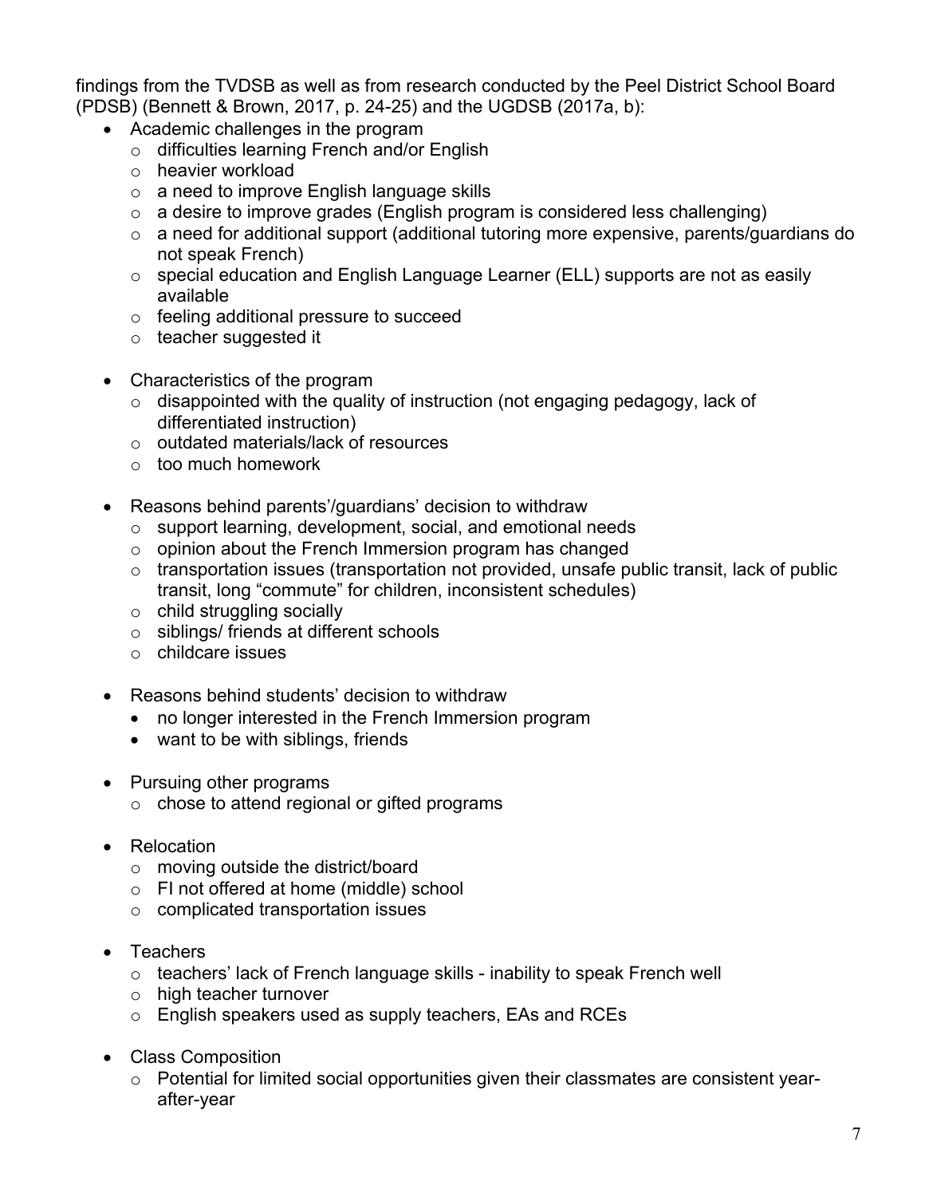findings from the TVDSB as well as from research conducted by the Peel District School Board (PDSB) (Bennett & Brown, 2017, p. 24-25) and the UGDSB (2017a, b):

- Academic challenges in the program
  - difficulties learning French and/or English
  - heavier workload
  - a need to improve English language skills
  - a desire to improve grades (English program is considered less challenging)
  - a need for additional support (additional tutoring more expensive, parents/guardians do not speak French)
  - special education and English Language Learner (ELL) supports are not as easily available
  - feeling additional pressure to succeed
  - teacher suggested it

- Characteristics of the program
  - disappointed with the quality of instruction (not engaging pedagogy, lack of differentiated instruction)
  - outdated materials/lack of resources
  - too much homework

- Reasons behind parents'/guardians' decision to withdraw
  - support learning, development, social, and emotional needs
  - opinion about the French Immersion program has changed
  - transportation issues (transportation not provided, unsafe public transit, lack of public transit, long "commute" for children, inconsistent schedules)
  - child struggling socially
  - siblings/ friends at different schools
  - childcare issues

- Reasons behind students' decision to withdraw
  - no longer interested in the French Immersion program
  - want to be with siblings, friends

- Pursuing other programs
  - chose to attend regional or gifted programs

- Relocation
  - moving outside the district/board
  - FI not offered at home (middle) school
  - complicated transportation issues

- Teachers
  - teachers' lack of French language skills - inability to speak French well
  - high teacher turnover
  - English speakers used as supply teachers, EAs and RCEs

- Class Composition
  - Potential for limited social opportunities given their classmates are consistent year-after-year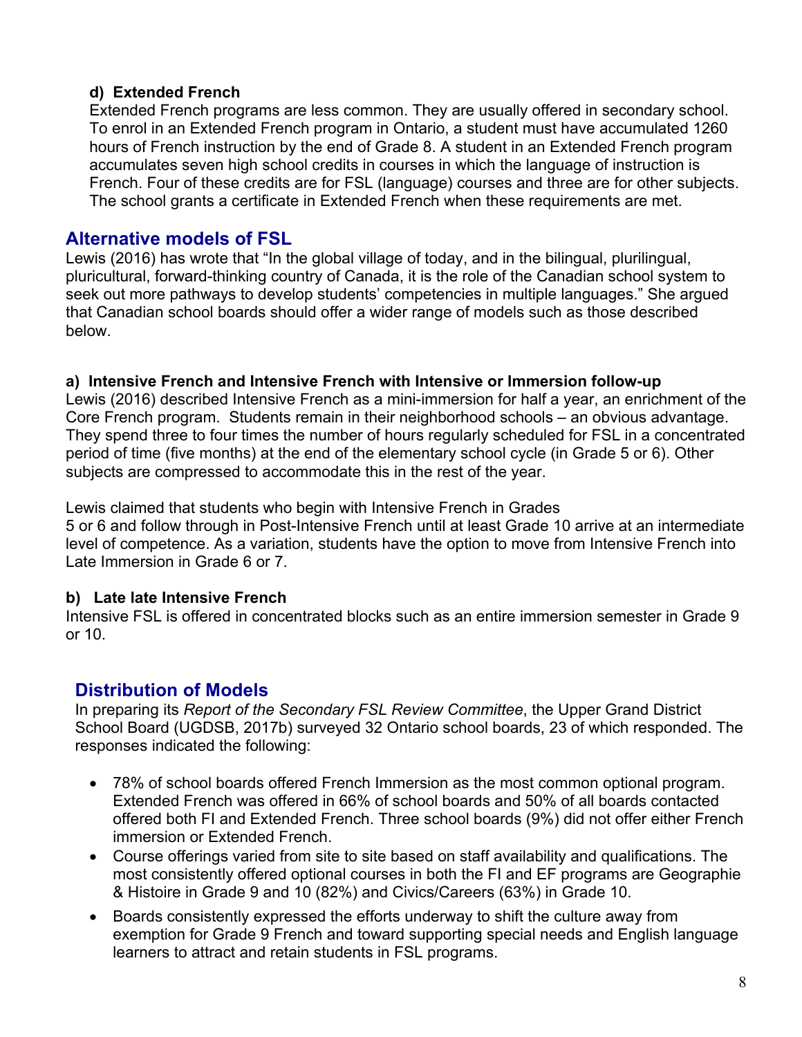#### d) Extended French

Extended French programs are less common. They are usually offered in secondary school. To enrol in an Extended French program in Ontario, a student must have accumulated 1260 hours of French instruction by the end of Grade 8. A student in an Extended French program accumulates seven high school credits in courses in which the language of instruction is French. Four of these credits are for FSL (language) courses and three are for other subjects. The school grants a certificate in Extended French when these requirements are met.

## Alternative models of FSL

Lewis (2016) has wrote that "In the global village of today, and in the bilingual, plurilingual, pluricultural, forward-thinking country of Canada, it is the role of the Canadian school system to seek out more pathways to develop students' competencies in multiple languages." She argued that Canadian school boards should offer a wider range of models such as those described below.

#### a) Intensive French and Intensive French with Intensive or Immersion follow-up

Lewis (2016) described Intensive French as a mini-immersion for half a year, an enrichment of the Core French program. Students remain in their neighborhood schools – an obvious advantage. They spend three to four times the number of hours regularly scheduled for FSL in a concentrated period of time (five months) at the end of the elementary school cycle (in Grade 5 or 6). Other subjects are compressed to accommodate this in the rest of the year.

Lewis claimed that students who begin with Intensive French in Grades 5 or 6 and follow through in Post-Intensive French until at least Grade 10 arrive at an intermediate level of competence. As a variation, students have the option to move from Intensive French into Late Immersion in Grade 6 or 7.

#### b) Late late Intensive French

Intensive FSL is offered in concentrated blocks such as an entire immersion semester in Grade 9 or 10.

## Distribution of Models

In preparing its *Report of the Secondary FSL Review Committee*, the Upper Grand District School Board (UGDSB, 2017b) surveyed 32 Ontario school boards, 23 of which responded. The responses indicated the following:

- 78% of school boards offered French Immersion as the most common optional program. Extended French was offered in 66% of school boards and 50% of all boards contacted offered both FI and Extended French. Three school boards (9%) did not offer either French immersion or Extended French.
- Course offerings varied from site to site based on staff availability and qualifications. The most consistently offered optional courses in both the FI and EF programs are Geographie & Histoire in Grade 9 and 10 (82%) and Civics/Careers (63%) in Grade 10.
- Boards consistently expressed the efforts underway to shift the culture away from exemption for Grade 9 French and toward supporting special needs and English language learners to attract and retain students in FSL programs.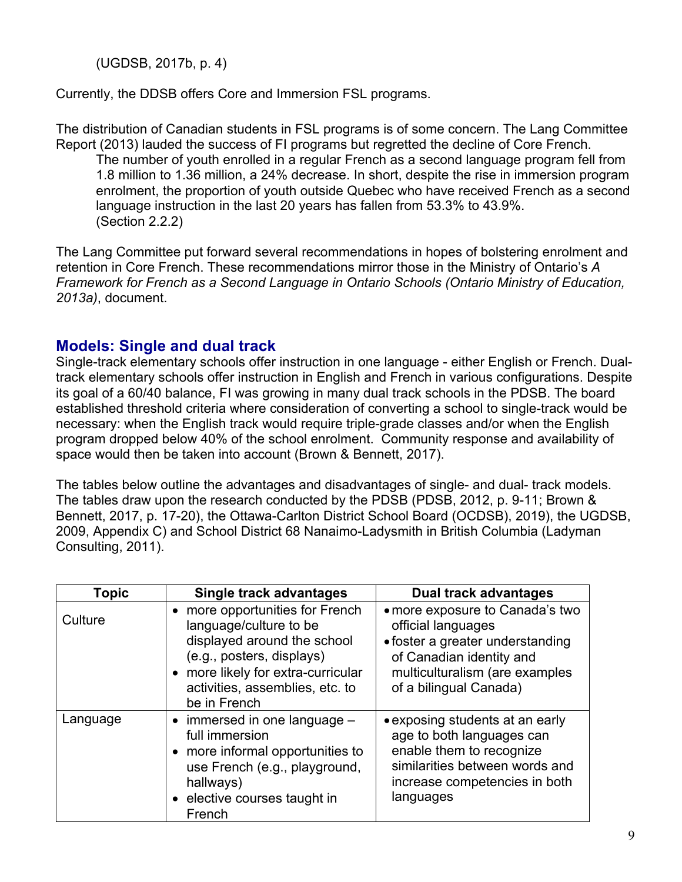(UGDSB, 2017b, p. 4)

Currently, the DDSB offers Core and Immersion FSL programs.

The distribution of Canadian students in FSL programs is of some concern. The Lang Committee Report (2013) lauded the success of FI programs but regretted the decline of Core French.

> The number of youth enrolled in a regular French as a second language program fell from 1.8 million to 1.36 million, a 24% decrease. In short, despite the rise in immersion program enrolment, the proportion of youth outside Quebec who have received French as a second language instruction in the last 20 years has fallen from 53.3% to 43.9%. (Section 2.2.2)

The Lang Committee put forward several recommendations in hopes of bolstering enrolment and retention in Core French. These recommendations mirror those in the Ministry of Ontario's *A Framework for French as a Second Language in Ontario Schools (Ontario Ministry of Education, 2013a)*, document.

## Models: Single and dual track

Single-track elementary schools offer instruction in one language - either English or French. Dual-track elementary schools offer instruction in English and French in various configurations. Despite its goal of a 60/40 balance, FI was growing in many dual track schools in the PDSB. The board established threshold criteria where consideration of converting a school to single-track would be necessary: when the English track would require triple-grade classes and/or when the English program dropped below 40% of the school enrolment. Community response and availability of space would then be taken into account (Brown & Bennett, 2017).

The tables below outline the advantages and disadvantages of single- and dual- track models. The tables draw upon the research conducted by the PDSB (PDSB, 2012, p. 9-11; Brown & Bennett, 2017, p. 17-20), the Ottawa-Carlton District School Board (OCDSB), 2019), the UGDSB, 2009, Appendix C) and School District 68 Nanaimo-Ladysmith in British Columbia (Ladyman Consulting, 2011).

| Topic | Single track advantages | Dual track advantages |
|---|---|---|
| Culture | • more opportunities for French language/culture to be displayed around the school (e.g., posters, displays)<br>• more likely for extra-curricular activities, assemblies, etc. to be in French | • more exposure to Canada's two official languages<br>• foster a greater understanding of Canadian identity and multiculturalism (are examples of a bilingual Canada) |
| Language | • immersed in one language – full immersion<br>• more informal opportunities to use French (e.g., playground, hallways)<br>• elective courses taught in French | • exposing students at an early age to both languages can enable them to recognize similarities between words and increase competencies in both languages |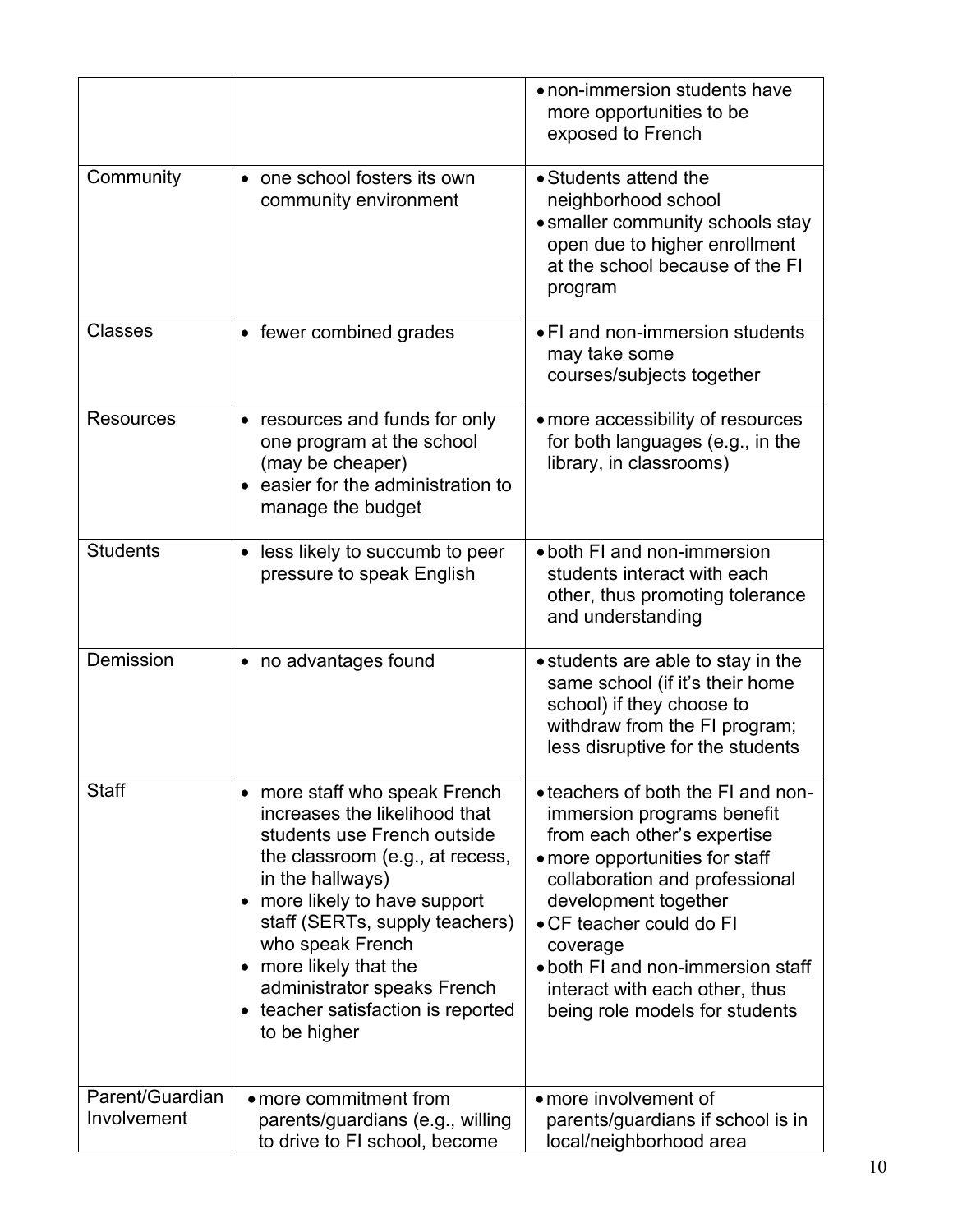| | | |
|---|---|---|
| | | • non-immersion students have more opportunities to be exposed to French |
| Community | • one school fosters its own community environment | • Students attend the neighborhood school<br>• smaller community schools stay open due to higher enrollment at the school because of the FI program |
| Classes | • fewer combined grades | • FI and non-immersion students may take some courses/subjects together |
| Resources | • resources and funds for only one program at the school (may be cheaper)<br>• easier for the administration to manage the budget | • more accessibility of resources for both languages (e.g., in the library, in classrooms) |
| Students | • less likely to succumb to peer pressure to speak English | • both FI and non-immersion students interact with each other, thus promoting tolerance and understanding |
| Demission | • no advantages found | • students are able to stay in the same school (if it's their home school) if they choose to withdraw from the FI program; less disruptive for the students |
| Staff | • more staff who speak French increases the likelihood that students use French outside the classroom (e.g., at recess, in the hallways)<br>• more likely to have support staff (SERTs, supply teachers) who speak French<br>• more likely that the administrator speaks French<br>• teacher satisfaction is reported to be higher | • teachers of both the FI and non-immersion programs benefit from each other's expertise<br>• more opportunities for staff collaboration and professional development together<br>• CF teacher could do FI coverage<br>• both FI and non-immersion staff interact with each other, thus being role models for students |
| Parent/Guardian Involvement | • more commitment from parents/guardians (e.g., willing to drive to FI school, become | • more involvement of parents/guardians if school is in local/neighborhood area |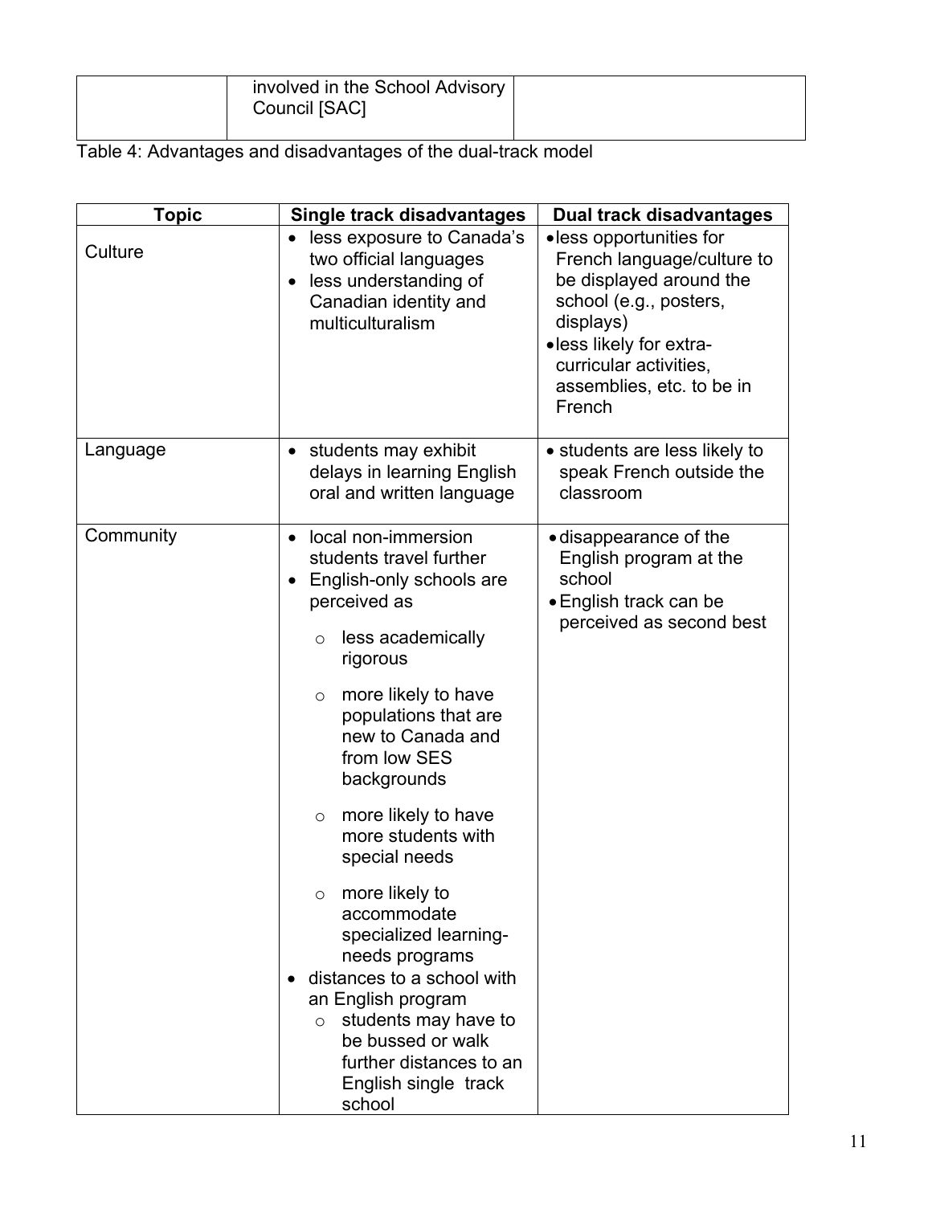| | involved in the School Advisory Council [SAC] | |
|---|---|---|

Table 4: Advantages and disadvantages of the dual-track model

| Topic | Single track disadvantages | Dual track disadvantages |
|---|---|---|
| Culture | • less exposure to Canada's two official languages<br>• less understanding of Canadian identity and multiculturalism | • less opportunities for French language/culture to be displayed around the school (e.g., posters, displays)<br>• less likely for extra-curricular activities, assemblies, etc. to be in French |
| Language | • students may exhibit delays in learning English oral and written language | • students are less likely to speak French outside the classroom |
| Community | • local non-immersion students travel further<br>• English-only schools are perceived as<br>&nbsp;&nbsp;○ less academically rigorous<br>&nbsp;&nbsp;○ more likely to have populations that are new to Canada and from low SES backgrounds<br>&nbsp;&nbsp;○ more likely to have more students with special needs<br>&nbsp;&nbsp;○ more likely to accommodate specialized learning-needs programs<br>• distances to a school with an English program<br>&nbsp;&nbsp;○ students may have to be bussed or walk further distances to an English single track school | • disappearance of the English program at the school<br>• English track can be perceived as second best |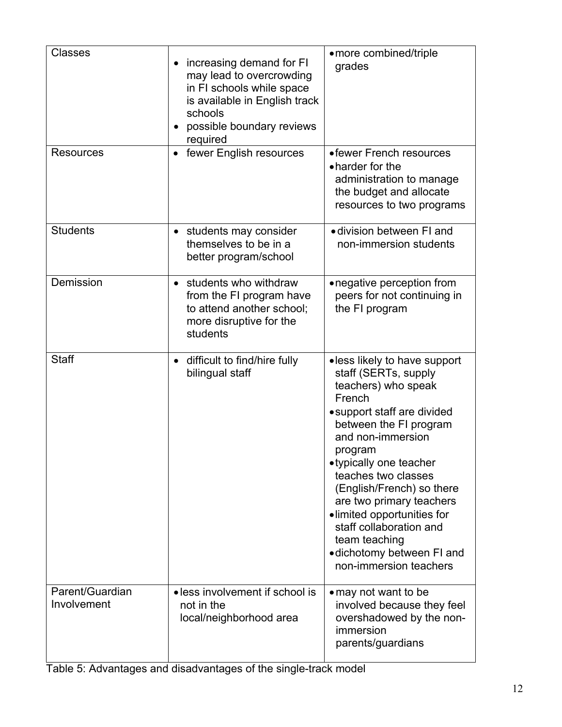| Classes | • increasing demand for FI may lead to overcrowding in FI schools while space is available in English track schools<br>• possible boundary reviews required | • more combined/triple grades |
|---|---|---|
| Resources | • fewer English resources | • fewer French resources<br>• harder for the administration to manage the budget and allocate resources to two programs |
| Students | • students may consider themselves to be in a better program/school | • division between FI and non-immersion students |
| Demission | • students who withdraw from the FI program have to attend another school; more disruptive for the students | • negative perception from peers for not continuing in the FI program |
| Staff | • difficult to find/hire fully bilingual staff | • less likely to have support staff (SERTs, supply teachers) who speak French<br>• support staff are divided between the FI program and non-immersion program<br>• typically one teacher teaches two classes (English/French) so there are two primary teachers<br>• limited opportunities for staff collaboration and team teaching<br>• dichotomy between FI and non-immersion teachers |
| Parent/Guardian Involvement | • less involvement if school is not in the local/neighborhood area | • may not want to be involved because they feel overshadowed by the non-immersion parents/guardians |

Table 5: Advantages and disadvantages of the single-track model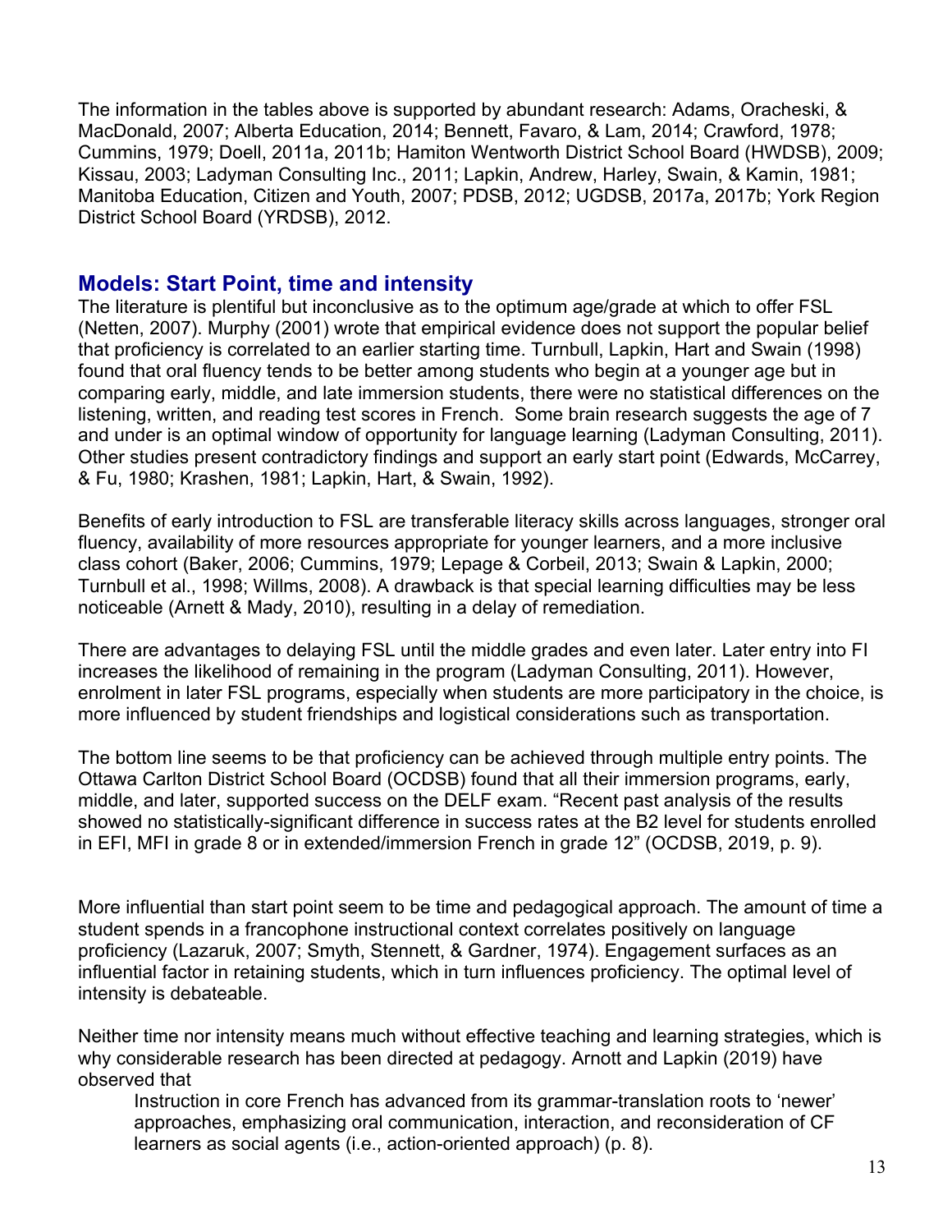The information in the tables above is supported by abundant research: Adams, Oracheski, & MacDonald, 2007; Alberta Education, 2014; Bennett, Favaro, & Lam, 2014; Crawford, 1978; Cummins, 1979; Doell, 2011a, 2011b; Hamiton Wentworth District School Board (HWDSB), 2009; Kissau, 2003; Ladyman Consulting Inc., 2011; Lapkin, Andrew, Harley, Swain, & Kamin, 1981; Manitoba Education, Citizen and Youth, 2007; PDSB, 2012; UGDSB, 2017a, 2017b; York Region District School Board (YRDSB), 2012.

## Models: Start Point, time and intensity

The literature is plentiful but inconclusive as to the optimum age/grade at which to offer FSL (Netten, 2007). Murphy (2001) wrote that empirical evidence does not support the popular belief that proficiency is correlated to an earlier starting time. Turnbull, Lapkin, Hart and Swain (1998) found that oral fluency tends to be better among students who begin at a younger age but in comparing early, middle, and late immersion students, there were no statistical differences on the listening, written, and reading test scores in French. Some brain research suggests the age of 7 and under is an optimal window of opportunity for language learning (Ladyman Consulting, 2011). Other studies present contradictory findings and support an early start point (Edwards, McCarrey, & Fu, 1980; Krashen, 1981; Lapkin, Hart, & Swain, 1992).

Benefits of early introduction to FSL are transferable literacy skills across languages, stronger oral fluency, availability of more resources appropriate for younger learners, and a more inclusive class cohort (Baker, 2006; Cummins, 1979; Lepage & Corbeil, 2013; Swain & Lapkin, 2000; Turnbull et al., 1998; Willms, 2008). A drawback is that special learning difficulties may be less noticeable (Arnett & Mady, 2010), resulting in a delay of remediation.

There are advantages to delaying FSL until the middle grades and even later. Later entry into FI increases the likelihood of remaining in the program (Ladyman Consulting, 2011). However, enrolment in later FSL programs, especially when students are more participatory in the choice, is more influenced by student friendships and logistical considerations such as transportation.

The bottom line seems to be that proficiency can be achieved through multiple entry points. The Ottawa Carlton District School Board (OCDSB) found that all their immersion programs, early, middle, and later, supported success on the DELF exam. “Recent past analysis of the results showed no statistically-significant difference in success rates at the B2 level for students enrolled in EFI, MFI in grade 8 or in extended/immersion French in grade 12” (OCDSB, 2019, p. 9).

More influential than start point seem to be time and pedagogical approach. The amount of time a student spends in a francophone instructional context correlates positively on language proficiency (Lazaruk, 2007; Smyth, Stennett, & Gardner, 1974). Engagement surfaces as an influential factor in retaining students, which in turn influences proficiency. The optimal level of intensity is debateable.

Neither time nor intensity means much without effective teaching and learning strategies, which is why considerable research has been directed at pedagogy. Arnott and Lapkin (2019) have observed that

> Instruction in core French has advanced from its grammar-translation roots to ‘newer’ approaches, emphasizing oral communication, interaction, and reconsideration of CF learners as social agents (i.e., action-oriented approach) (p. 8).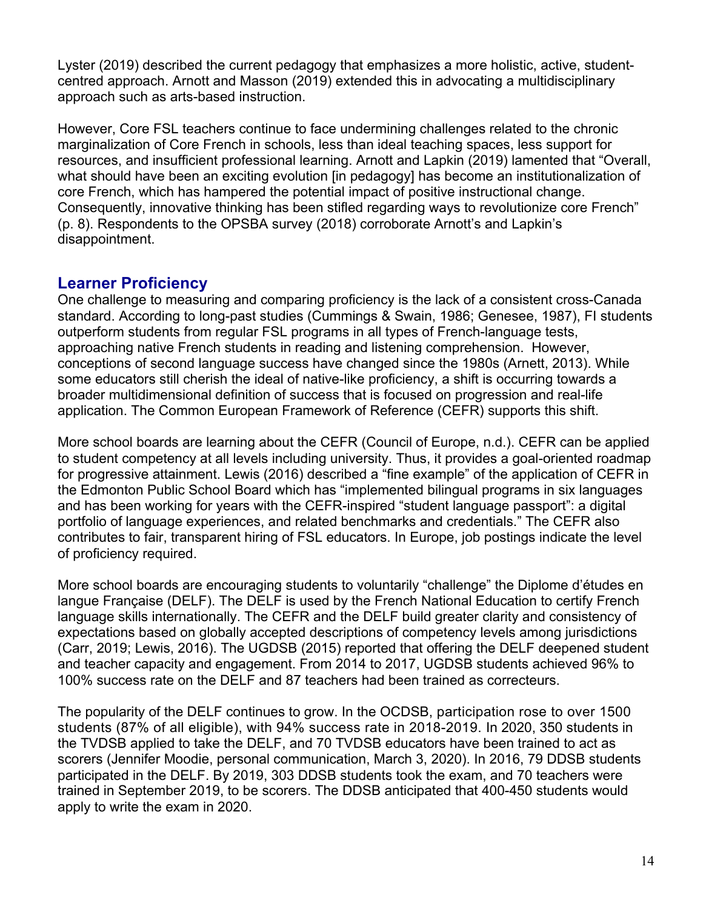Lyster (2019) described the current pedagogy that emphasizes a more holistic, active, student-centred approach. Arnott and Masson (2019) extended this in advocating a multidisciplinary approach such as arts-based instruction.

However, Core FSL teachers continue to face undermining challenges related to the chronic marginalization of Core French in schools, less than ideal teaching spaces, less support for resources, and insufficient professional learning. Arnott and Lapkin (2019) lamented that "Overall, what should have been an exciting evolution [in pedagogy] has become an institutionalization of core French, which has hampered the potential impact of positive instructional change. Consequently, innovative thinking has been stifled regarding ways to revolutionize core French" (p. 8). Respondents to the OPSBA survey (2018) corroborate Arnott's and Lapkin's disappointment.

## Learner Proficiency

One challenge to measuring and comparing proficiency is the lack of a consistent cross-Canada standard. According to long-past studies (Cummings & Swain, 1986; Genesee, 1987), FI students outperform students from regular FSL programs in all types of French-language tests, approaching native French students in reading and listening comprehension. However, conceptions of second language success have changed since the 1980s (Arnett, 2013). While some educators still cherish the ideal of native-like proficiency, a shift is occurring towards a broader multidimensional definition of success that is focused on progression and real-life application. The Common European Framework of Reference (CEFR) supports this shift.

More school boards are learning about the CEFR (Council of Europe, n.d.). CEFR can be applied to student competency at all levels including university. Thus, it provides a goal-oriented roadmap for progressive attainment. Lewis (2016) described a "fine example" of the application of CEFR in the Edmonton Public School Board which has "implemented bilingual programs in six languages and has been working for years with the CEFR-inspired "student language passport": a digital portfolio of language experiences, and related benchmarks and credentials." The CEFR also contributes to fair, transparent hiring of FSL educators. In Europe, job postings indicate the level of proficiency required.

More school boards are encouraging students to voluntarily "challenge" the Diplome d'études en langue Française (DELF). The DELF is used by the French National Education to certify French language skills internationally. The CEFR and the DELF build greater clarity and consistency of expectations based on globally accepted descriptions of competency levels among jurisdictions (Carr, 2019; Lewis, 2016). The UGDSB (2015) reported that offering the DELF deepened student and teacher capacity and engagement. From 2014 to 2017, UGDSB students achieved 96% to 100% success rate on the DELF and 87 teachers had been trained as correcteurs.

The popularity of the DELF continues to grow. In the OCDSB, participation rose to over 1500 students (87% of all eligible), with 94% success rate in 2018-2019. In 2020, 350 students in the TVDSB applied to take the DELF, and 70 TVDSB educators have been trained to act as scorers (Jennifer Moodie, personal communication, March 3, 2020). In 2016, 79 DDSB students participated in the DELF. By 2019, 303 DDSB students took the exam, and 70 teachers were trained in September 2019, to be scorers. The DDSB anticipated that 400-450 students would apply to write the exam in 2020.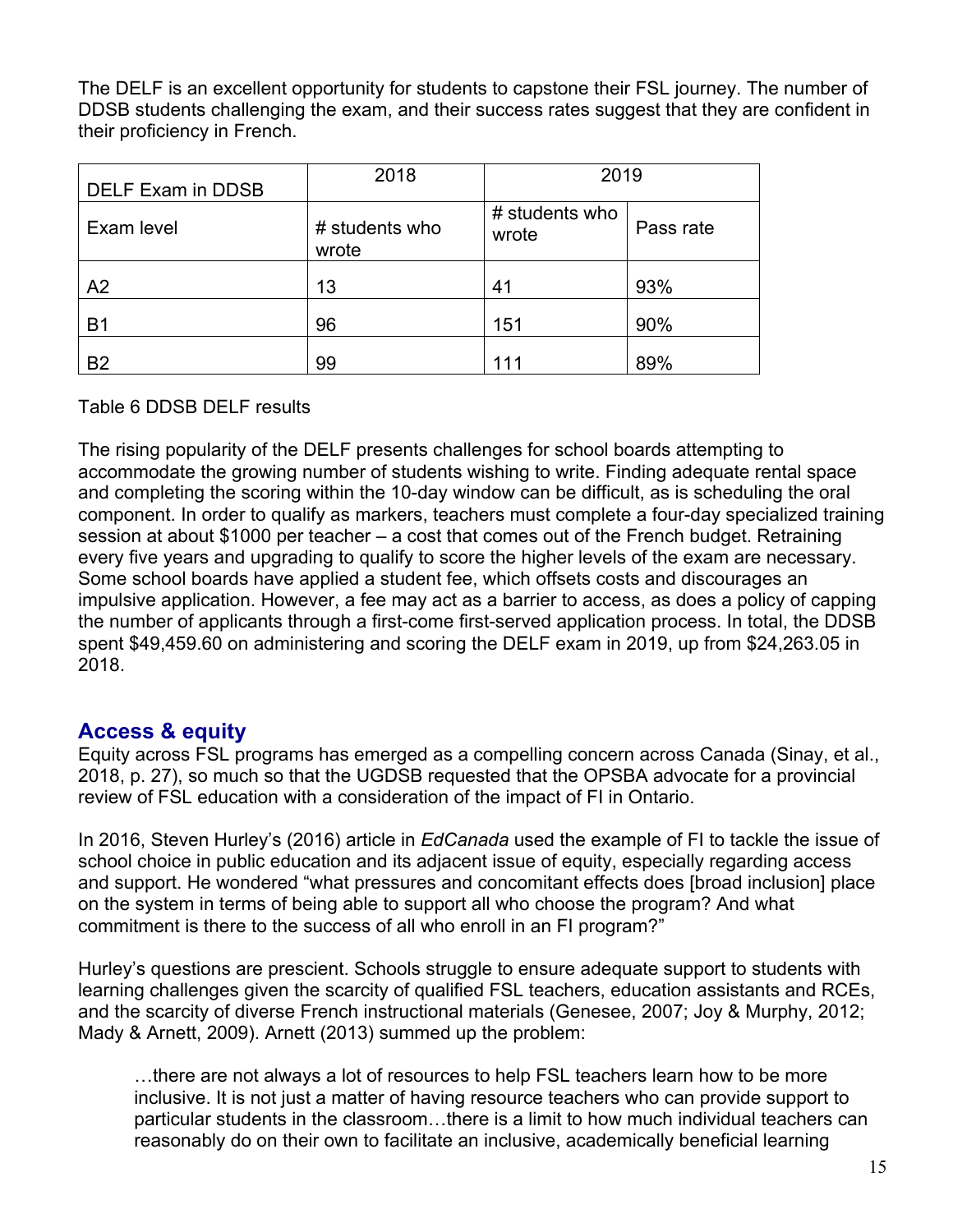The DELF is an excellent opportunity for students to capstone their FSL journey. The number of DDSB students challenging the exam, and their success rates suggest that they are confident in their proficiency in French.

| DELF Exam in DDSB | 2018 | 2019 | |
|---|---|---|---|
| Exam level | # students who wrote | # students who wrote | Pass rate |
| A2 | 13 | 41 | 93% |
| B1 | 96 | 151 | 90% |
| B2 | 99 | 111 | 89% |

Table 6 DDSB DELF results

The rising popularity of the DELF presents challenges for school boards attempting to accommodate the growing number of students wishing to write. Finding adequate rental space and completing the scoring within the 10-day window can be difficult, as is scheduling the oral component. In order to qualify as markers, teachers must complete a four-day specialized training session at about $1000 per teacher – a cost that comes out of the French budget. Retraining every five years and upgrading to qualify to score the higher levels of the exam are necessary. Some school boards have applied a student fee, which offsets costs and discourages an impulsive application. However, a fee may act as a barrier to access, as does a policy of capping the number of applicants through a first-come first-served application process. In total, the DDSB spent $49,459.60 on administering and scoring the DELF exam in 2019, up from $24,263.05 in 2018.

## Access & equity

Equity across FSL programs has emerged as a compelling concern across Canada (Sinay, et al., 2018, p. 27), so much so that the UGDSB requested that the OPSBA advocate for a provincial review of FSL education with a consideration of the impact of FI in Ontario.

In 2016, Steven Hurley's (2016) article in *EdCanada* used the example of FI to tackle the issue of school choice in public education and its adjacent issue of equity, especially regarding access and support. He wondered "what pressures and concomitant effects does [broad inclusion] place on the system in terms of being able to support all who choose the program? And what commitment is there to the success of all who enroll in an FI program?"

Hurley's questions are prescient. Schools struggle to ensure adequate support to students with learning challenges given the scarcity of qualified FSL teachers, education assistants and RCEs, and the scarcity of diverse French instructional materials (Genesee, 2007; Joy & Murphy, 2012; Mady & Arnett, 2009). Arnett (2013) summed up the problem:

> …there are not always a lot of resources to help FSL teachers learn how to be more inclusive. It is not just a matter of having resource teachers who can provide support to particular students in the classroom…there is a limit to how much individual teachers can reasonably do on their own to facilitate an inclusive, academically beneficial learning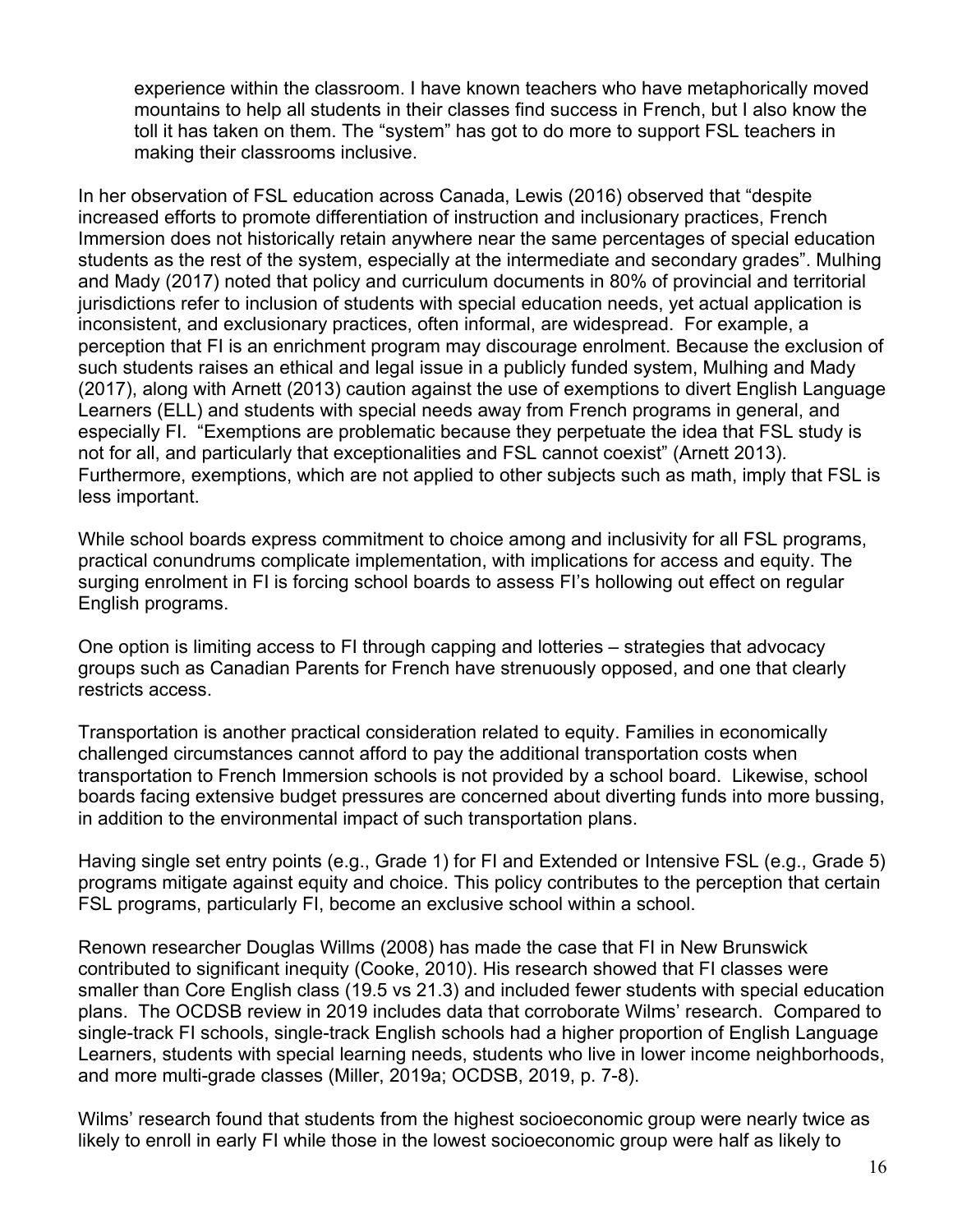> experience within the classroom. I have known teachers who have metaphorically moved mountains to help all students in their classes find success in French, but I also know the toll it has taken on them. The “system” has got to do more to support FSL teachers in making their classrooms inclusive.

In her observation of FSL education across Canada, Lewis (2016) observed that “despite increased efforts to promote differentiation of instruction and inclusionary practices, French Immersion does not historically retain anywhere near the same percentages of special education students as the rest of the system, especially at the intermediate and secondary grades”. Mulhing and Mady (2017) noted that policy and curriculum documents in 80% of provincial and territorial jurisdictions refer to inclusion of students with special education needs, yet actual application is inconsistent, and exclusionary practices, often informal, are widespread. For example, a perception that FI is an enrichment program may discourage enrolment. Because the exclusion of such students raises an ethical and legal issue in a publicly funded system, Mulhing and Mady (2017), along with Arnett (2013) caution against the use of exemptions to divert English Language Learners (ELL) and students with special needs away from French programs in general, and especially FI. “Exemptions are problematic because they perpetuate the idea that FSL study is not for all, and particularly that exceptionalities and FSL cannot coexist” (Arnett 2013). Furthermore, exemptions, which are not applied to other subjects such as math, imply that FSL is less important.

While school boards express commitment to choice among and inclusivity for all FSL programs, practical conundrums complicate implementation, with implications for access and equity. The surging enrolment in FI is forcing school boards to assess FI’s hollowing out effect on regular English programs.

One option is limiting access to FI through capping and lotteries – strategies that advocacy groups such as Canadian Parents for French have strenuously opposed, and one that clearly restricts access.

Transportation is another practical consideration related to equity. Families in economically challenged circumstances cannot afford to pay the additional transportation costs when transportation to French Immersion schools is not provided by a school board. Likewise, school boards facing extensive budget pressures are concerned about diverting funds into more bussing, in addition to the environmental impact of such transportation plans.

Having single set entry points (e.g., Grade 1) for FI and Extended or Intensive FSL (e.g., Grade 5) programs mitigate against equity and choice. This policy contributes to the perception that certain FSL programs, particularly FI, become an exclusive school within a school.

Renown researcher Douglas Willms (2008) has made the case that FI in New Brunswick contributed to significant inequity (Cooke, 2010). His research showed that FI classes were smaller than Core English class (19.5 vs 21.3) and included fewer students with special education plans. The OCDSB review in 2019 includes data that corroborate Wilms’ research. Compared to single-track FI schools, single-track English schools had a higher proportion of English Language Learners, students with special learning needs, students who live in lower income neighborhoods, and more multi-grade classes (Miller, 2019a; OCDSB, 2019, p. 7-8).

Wilms’ research found that students from the highest socioeconomic group were nearly twice as likely to enroll in early FI while those in the lowest socioeconomic group were half as likely to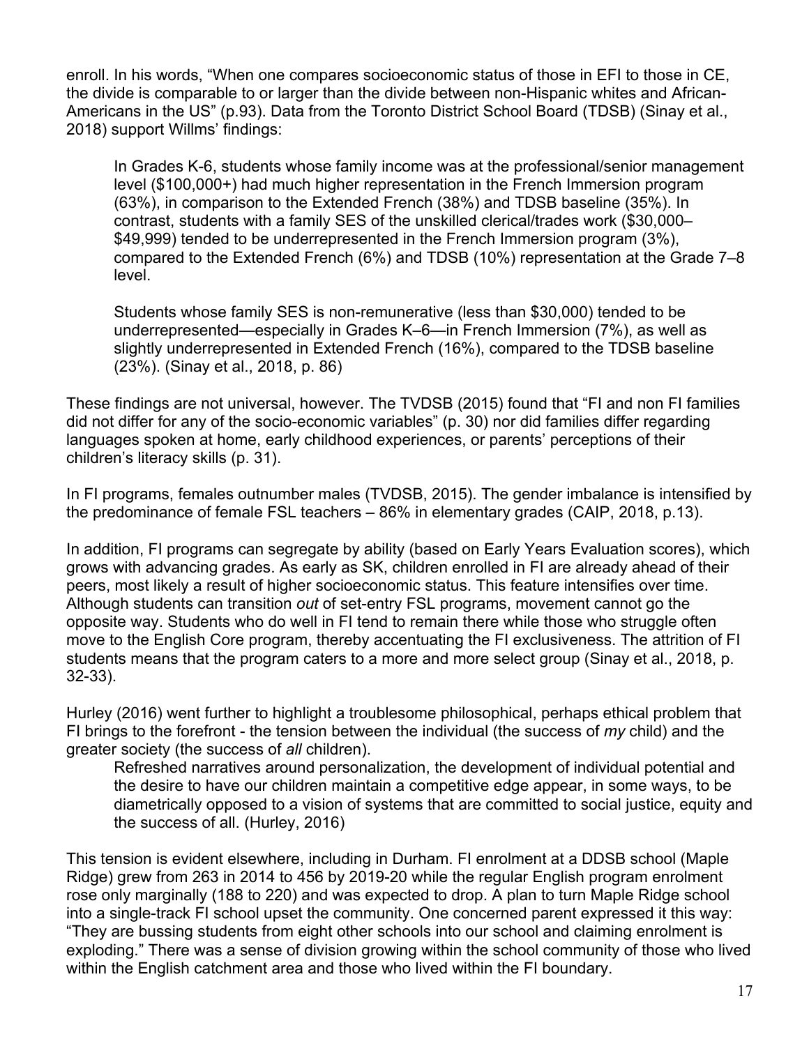enroll. In his words, "When one compares socioeconomic status of those in EFI to those in CE, the divide is comparable to or larger than the divide between non-Hispanic whites and African-Americans in the US" (p.93). Data from the Toronto District School Board (TDSB) (Sinay et al., 2018) support Willms' findings:

> In Grades K-6, students whose family income was at the professional/senior management level ($100,000+) had much higher representation in the French Immersion program (63%), in comparison to the Extended French (38%) and TDSB baseline (35%). In contrast, students with a family SES of the unskilled clerical/trades work ($30,000–$49,999) tended to be underrepresented in the French Immersion program (3%), compared to the Extended French (6%) and TDSB (10%) representation at the Grade 7–8 level.
>
> Students whose family SES is non-remunerative (less than $30,000) tended to be underrepresented—especially in Grades K–6—in French Immersion (7%), as well as slightly underrepresented in Extended French (16%), compared to the TDSB baseline (23%). (Sinay et al., 2018, p. 86)

These findings are not universal, however. The TVDSB (2015) found that "FI and non FI families did not differ for any of the socio-economic variables" (p. 30) nor did families differ regarding languages spoken at home, early childhood experiences, or parents' perceptions of their children's literacy skills (p. 31).

In FI programs, females outnumber males (TVDSB, 2015). The gender imbalance is intensified by the predominance of female FSL teachers – 86% in elementary grades (CAIP, 2018, p.13).

In addition, FI programs can segregate by ability (based on Early Years Evaluation scores), which grows with advancing grades. As early as SK, children enrolled in FI are already ahead of their peers, most likely a result of higher socioeconomic status. This feature intensifies over time. Although students can transition *out* of set-entry FSL programs, movement cannot go the opposite way. Students who do well in FI tend to remain there while those who struggle often move to the English Core program, thereby accentuating the FI exclusiveness. The attrition of FI students means that the program caters to a more and more select group (Sinay et al., 2018, p. 32-33).

Hurley (2016) went further to highlight a troublesome philosophical, perhaps ethical problem that FI brings to the forefront - the tension between the individual (the success of *my* child) and the greater society (the success of *all* children).

> Refreshed narratives around personalization, the development of individual potential and the desire to have our children maintain a competitive edge appear, in some ways, to be diametrically opposed to a vision of systems that are committed to social justice, equity and the success of all. (Hurley, 2016)

This tension is evident elsewhere, including in Durham. FI enrolment at a DDSB school (Maple Ridge) grew from 263 in 2014 to 456 by 2019-20 while the regular English program enrolment rose only marginally (188 to 220) and was expected to drop. A plan to turn Maple Ridge school into a single-track FI school upset the community. One concerned parent expressed it this way: "They are bussing students from eight other schools into our school and claiming enrolment is exploding." There was a sense of division growing within the school community of those who lived within the English catchment area and those who lived within the FI boundary.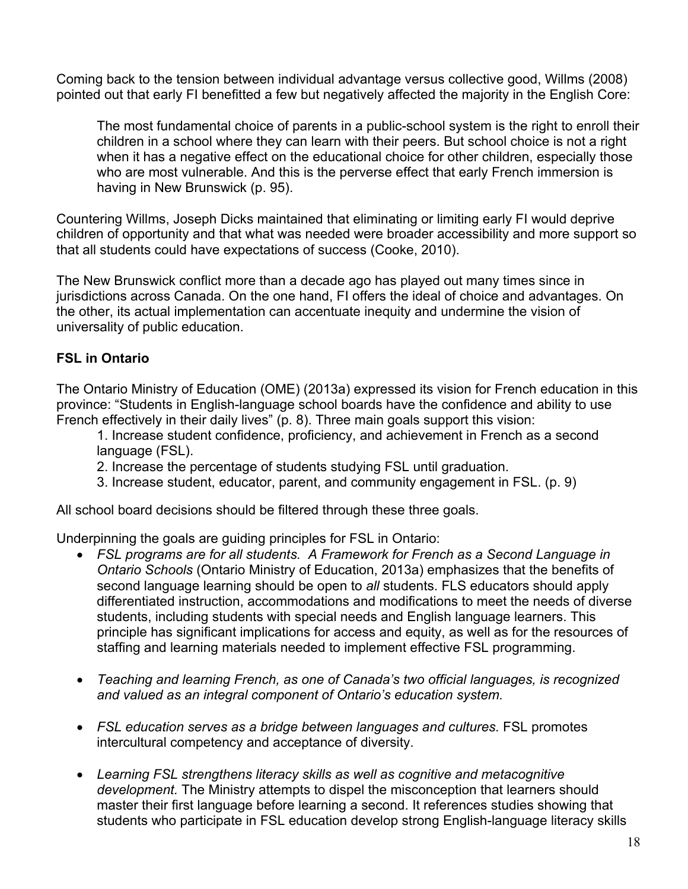Coming back to the tension between individual advantage versus collective good, Willms (2008) pointed out that early FI benefitted a few but negatively affected the majority in the English Core:

> The most fundamental choice of parents in a public-school system is the right to enroll their children in a school where they can learn with their peers. But school choice is not a right when it has a negative effect on the educational choice for other children, especially those who are most vulnerable. And this is the perverse effect that early French immersion is having in New Brunswick (p. 95).

Countering Willms, Joseph Dicks maintained that eliminating or limiting early FI would deprive children of opportunity and that what was needed were broader accessibility and more support so that all students could have expectations of success (Cooke, 2010).

The New Brunswick conflict more than a decade ago has played out many times since in jurisdictions across Canada. On the one hand, FI offers the ideal of choice and advantages. On the other, its actual implementation can accentuate inequity and undermine the vision of universality of public education.

### FSL in Ontario

The Ontario Ministry of Education (OME) (2013a) expressed its vision for French education in this province: "Students in English-language school boards have the confidence and ability to use French effectively in their daily lives" (p. 8). Three main goals support this vision:

1. Increase student confidence, proficiency, and achievement in French as a second language (FSL).
2. Increase the percentage of students studying FSL until graduation.
3. Increase student, educator, parent, and community engagement in FSL. (p. 9)

All school board decisions should be filtered through these three goals.

Underpinning the goals are guiding principles for FSL in Ontario:

- *FSL programs are for all students. A Framework for French as a Second Language in Ontario Schools* (Ontario Ministry of Education, 2013a) emphasizes that the benefits of second language learning should be open to *all* students. FLS educators should apply differentiated instruction, accommodations and modifications to meet the needs of diverse students, including students with special needs and English language learners. This principle has significant implications for access and equity, as well as for the resources of staffing and learning materials needed to implement effective FSL programming.

- *Teaching and learning French, as one of Canada's two official languages, is recognized and valued as an integral component of Ontario's education system.*

- *FSL education serves as a bridge between languages and cultures.* FSL promotes intercultural competency and acceptance of diversity.

- *Learning FSL strengthens literacy skills as well as cognitive and metacognitive development.* The Ministry attempts to dispel the misconception that learners should master their first language before learning a second. It references studies showing that students who participate in FSL education develop strong English-language literacy skills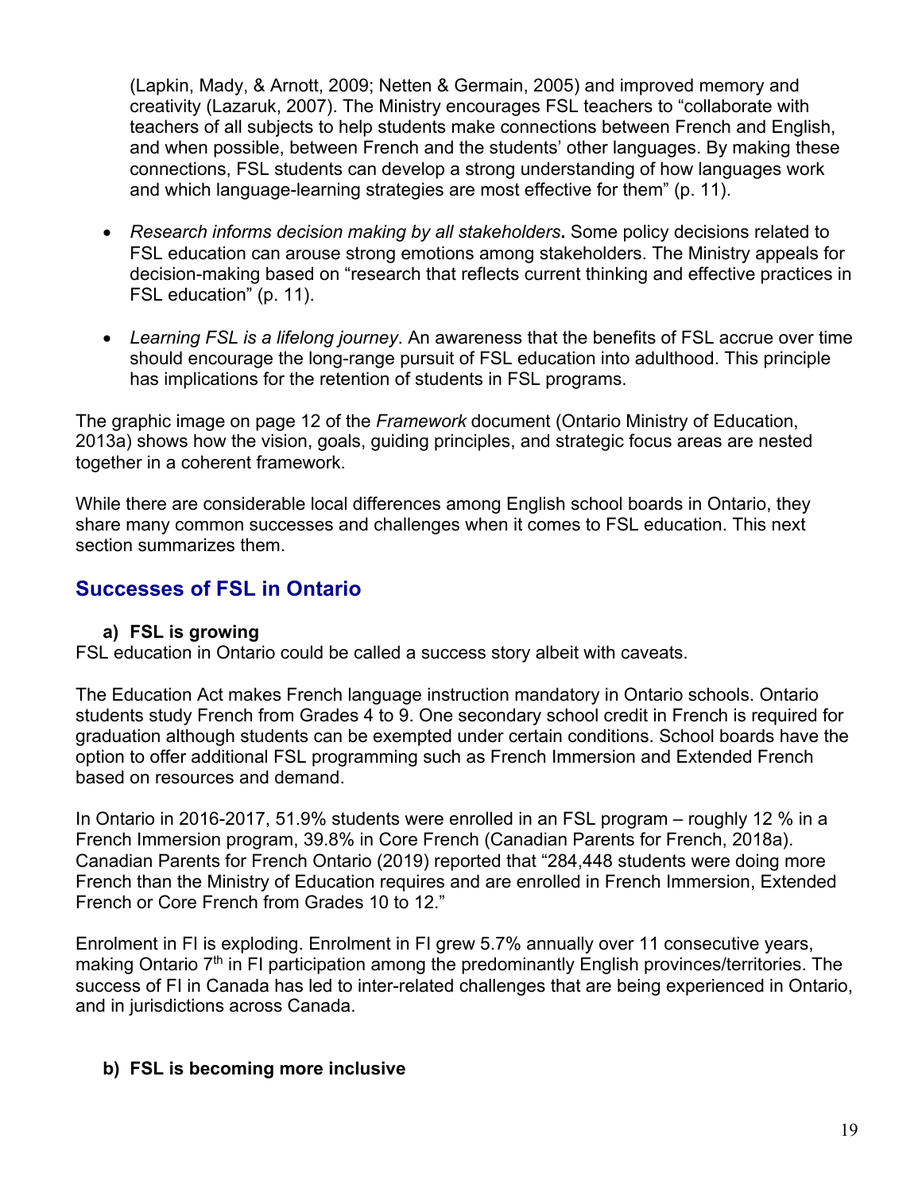(Lapkin, Mady, & Arnott, 2009; Netten & Germain, 2005) and improved memory and creativity (Lazaruk, 2007). The Ministry encourages FSL teachers to "collaborate with teachers of all subjects to help students make connections between French and English, and when possible, between French and the students' other languages. By making these connections, FSL students can develop a strong understanding of how languages work and which language-learning strategies are most effective for them" (p. 11).

- *Research informs decision making by all stakeholders***.** Some policy decisions related to FSL education can arouse strong emotions among stakeholders. The Ministry appeals for decision-making based on "research that reflects current thinking and effective practices in FSL education" (p. 11).
- *Learning FSL is a lifelong journey*. An awareness that the benefits of FSL accrue over time should encourage the long-range pursuit of FSL education into adulthood. This principle has implications for the retention of students in FSL programs.

The graphic image on page 12 of the *Framework* document (Ontario Ministry of Education, 2013a) shows how the vision, goals, guiding principles, and strategic focus areas are nested together in a coherent framework.

While there are considerable local differences among English school boards in Ontario, they share many common successes and challenges when it comes to FSL education. This next section summarizes them.

## Successes of FSL in Ontario

### a) FSL is growing

FSL education in Ontario could be called a success story albeit with caveats.

The Education Act makes French language instruction mandatory in Ontario schools. Ontario students study French from Grades 4 to 9. One secondary school credit in French is required for graduation although students can be exempted under certain conditions. School boards have the option to offer additional FSL programming such as French Immersion and Extended French based on resources and demand.

In Ontario in 2016-2017, 51.9% students were enrolled in an FSL program – roughly 12 % in a French Immersion program, 39.8% in Core French (Canadian Parents for French, 2018a). Canadian Parents for French Ontario (2019) reported that "284,448 students were doing more French than the Ministry of Education requires and are enrolled in French Immersion, Extended French or Core French from Grades 10 to 12."

Enrolment in FI is exploding. Enrolment in FI grew 5.7% annually over 11 consecutive years, making Ontario 7th in FI participation among the predominantly English provinces/territories. The success of FI in Canada has led to inter-related challenges that are being experienced in Ontario, and in jurisdictions across Canada.

### b) FSL is becoming more inclusive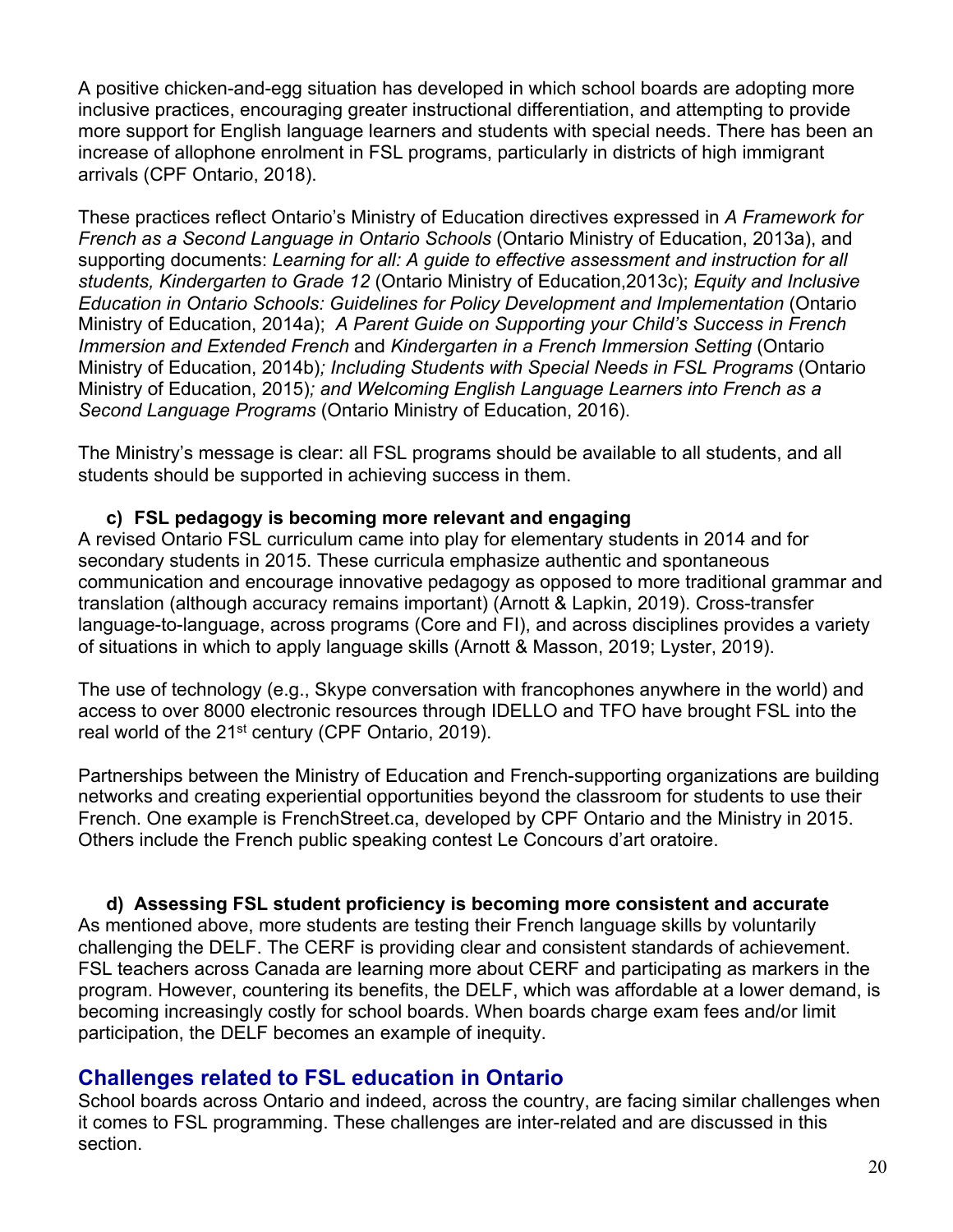A positive chicken-and-egg situation has developed in which school boards are adopting more inclusive practices, encouraging greater instructional differentiation, and attempting to provide more support for English language learners and students with special needs. There has been an increase of allophone enrolment in FSL programs, particularly in districts of high immigrant arrivals (CPF Ontario, 2018).

These practices reflect Ontario's Ministry of Education directives expressed in *A Framework for French as a Second Language in Ontario Schools* (Ontario Ministry of Education, 2013a), and supporting documents: *Learning for all: A guide to effective assessment and instruction for all students, Kindergarten to Grade 12* (Ontario Ministry of Education,2013c); *Equity and Inclusive Education in Ontario Schools: Guidelines for Policy Development and Implementation* (Ontario Ministry of Education, 2014a); *A Parent Guide on Supporting your Child's Success in French Immersion and Extended French* and *Kindergarten in a French Immersion Setting* (Ontario Ministry of Education, 2014b)*; Including Students with Special Needs in FSL Programs* (Ontario Ministry of Education, 2015)*; and Welcoming English Language Learners into French as a Second Language Programs* (Ontario Ministry of Education, 2016).

The Ministry's message is clear: all FSL programs should be available to all students, and all students should be supported in achieving success in them.

**c) FSL pedagogy is becoming more relevant and engaging**

A revised Ontario FSL curriculum came into play for elementary students in 2014 and for secondary students in 2015. These curricula emphasize authentic and spontaneous communication and encourage innovative pedagogy as opposed to more traditional grammar and translation (although accuracy remains important) (Arnott & Lapkin, 2019). Cross-transfer language-to-language, across programs (Core and FI), and across disciplines provides a variety of situations in which to apply language skills (Arnott & Masson, 2019; Lyster, 2019).

The use of technology (e.g., Skype conversation with francophones anywhere in the world) and access to over 8000 electronic resources through IDELLO and TFO have brought FSL into the real world of the 21st century (CPF Ontario, 2019).

Partnerships between the Ministry of Education and French-supporting organizations are building networks and creating experiential opportunities beyond the classroom for students to use their French. One example is FrenchStreet.ca, developed by CPF Ontario and the Ministry in 2015. Others include the French public speaking contest Le Concours d'art oratoire.

**d) Assessing FSL student proficiency is becoming more consistent and accurate**

As mentioned above, more students are testing their French language skills by voluntarily challenging the DELF. The CERF is providing clear and consistent standards of achievement. FSL teachers across Canada are learning more about CERF and participating as markers in the program. However, countering its benefits, the DELF, which was affordable at a lower demand, is becoming increasingly costly for school boards. When boards charge exam fees and/or limit participation, the DELF becomes an example of inequity.

## Challenges related to FSL education in Ontario

School boards across Ontario and indeed, across the country, are facing similar challenges when it comes to FSL programming. These challenges are inter-related and are discussed in this section.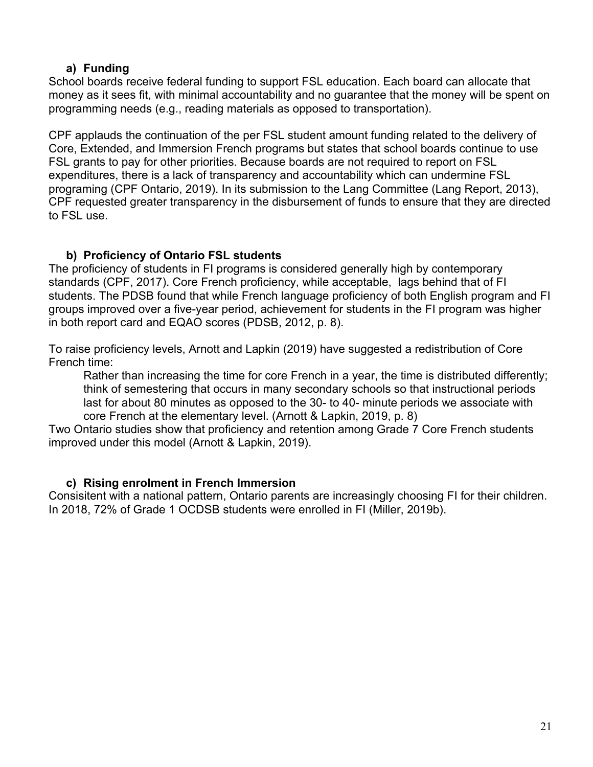### a) Funding

School boards receive federal funding to support FSL education. Each board can allocate that money as it sees fit, with minimal accountability and no guarantee that the money will be spent on programming needs (e.g., reading materials as opposed to transportation).

CPF applauds the continuation of the per FSL student amount funding related to the delivery of Core, Extended, and Immersion French programs but states that school boards continue to use FSL grants to pay for other priorities. Because boards are not required to report on FSL expenditures, there is a lack of transparency and accountability which can undermine FSL programing (CPF Ontario, 2019). In its submission to the Lang Committee (Lang Report, 2013), CPF requested greater transparency in the disbursement of funds to ensure that they are directed to FSL use.

### b) Proficiency of Ontario FSL students

The proficiency of students in FI programs is considered generally high by contemporary standards (CPF, 2017). Core French proficiency, while acceptable, lags behind that of FI students. The PDSB found that while French language proficiency of both English program and FI groups improved over a five-year period, achievement for students in the FI program was higher in both report card and EQAO scores (PDSB, 2012, p. 8).

To raise proficiency levels, Arnott and Lapkin (2019) have suggested a redistribution of Core French time:

> Rather than increasing the time for core French in a year, the time is distributed differently; think of semestering that occurs in many secondary schools so that instructional periods last for about 80 minutes as opposed to the 30- to 40- minute periods we associate with core French at the elementary level. (Arnott & Lapkin, 2019, p. 8)

Two Ontario studies show that proficiency and retention among Grade 7 Core French students improved under this model (Arnott & Lapkin, 2019).

### c) Rising enrolment in French Immersion

Consisitent with a national pattern, Ontario parents are increasingly choosing FI for their children. In 2018, 72% of Grade 1 OCDSB students were enrolled in FI (Miller, 2019b).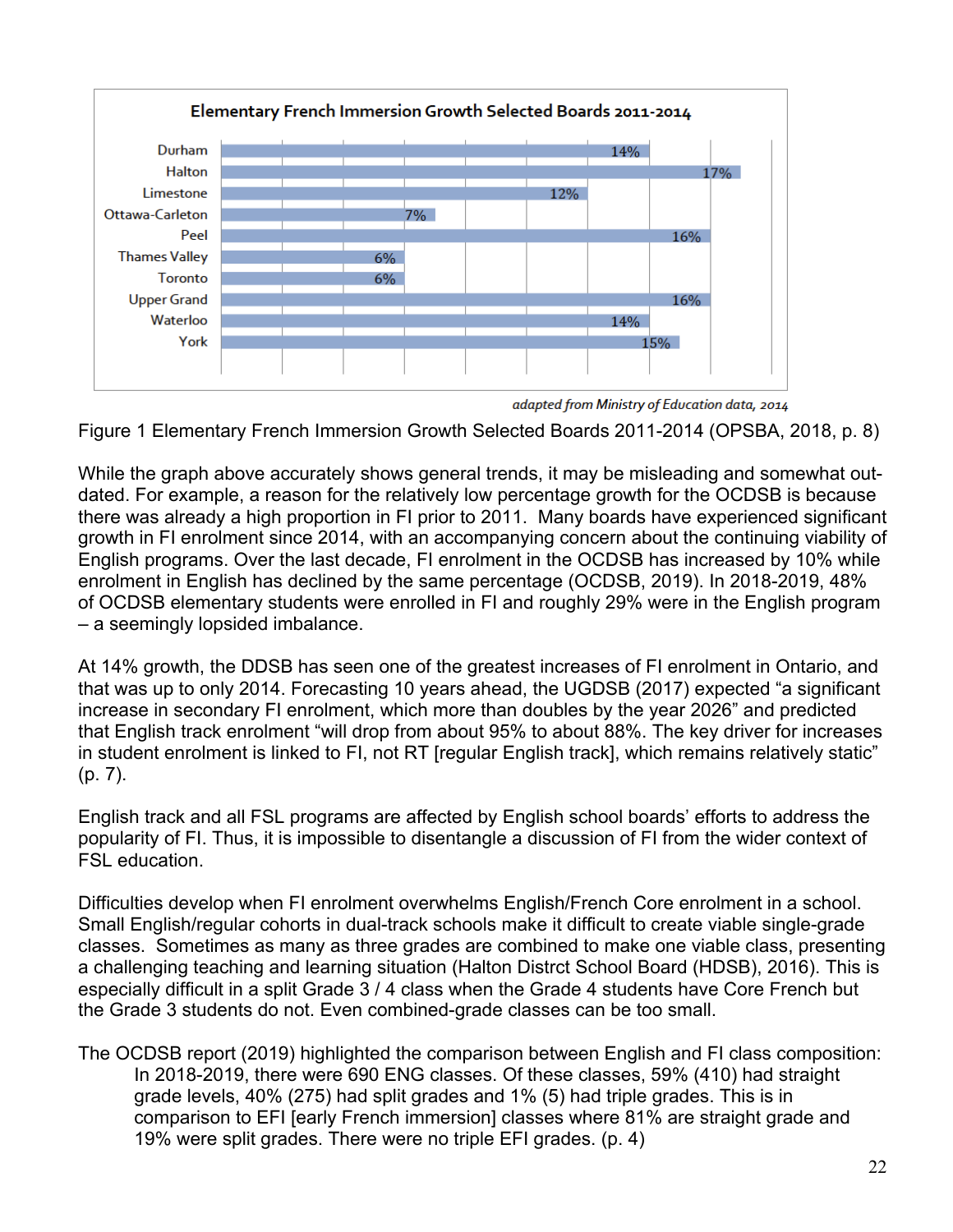**Elementary French Immersion Growth Selected Boards 2011-2014**

| Board | Growth |
|---|---|
| Durham | 14% |
| Halton | 17% |
| Limestone | 12% |
| Ottawa-Carleton | 7% |
| Peel | 16% |
| Thames Valley | 6% |
| Toronto | 6% |
| Upper Grand | 16% |
| Waterloo | 14% |
| York | 15% |

*adapted from Ministry of Education data, 2014*

Figure 1 Elementary French Immersion Growth Selected Boards 2011-2014 (OPSBA, 2018, p. 8)

While the graph above accurately shows general trends, it may be misleading and somewhat out-dated. For example, a reason for the relatively low percentage growth for the OCDSB is because there was already a high proportion in FI prior to 2011. Many boards have experienced significant growth in FI enrolment since 2014, with an accompanying concern about the continuing viability of English programs. Over the last decade, FI enrolment in the OCDSB has increased by 10% while enrolment in English has declined by the same percentage (OCDSB, 2019). In 2018-2019, 48% of OCDSB elementary students were enrolled in FI and roughly 29% were in the English program – a seemingly lopsided imbalance.

At 14% growth, the DDSB has seen one of the greatest increases of FI enrolment in Ontario, and that was up to only 2014. Forecasting 10 years ahead, the UGDSB (2017) expected "a significant increase in secondary FI enrolment, which more than doubles by the year 2026" and predicted that English track enrolment "will drop from about 95% to about 88%. The key driver for increases in student enrolment is linked to FI, not RT [regular English track], which remains relatively static" (p. 7).

English track and all FSL programs are affected by English school boards' efforts to address the popularity of FI. Thus, it is impossible to disentangle a discussion of FI from the wider context of FSL education.

Difficulties develop when FI enrolment overwhelms English/French Core enrolment in a school. Small English/regular cohorts in dual-track schools make it difficult to create viable single-grade classes. Sometimes as many as three grades are combined to make one viable class, presenting a challenging teaching and learning situation (Halton Distrct School Board (HDSB), 2016). This is especially difficult in a split Grade 3 / 4 class when the Grade 4 students have Core French but the Grade 3 students do not. Even combined-grade classes can be too small.

The OCDSB report (2019) highlighted the comparison between English and FI class composition:

> In 2018-2019, there were 690 ENG classes. Of these classes, 59% (410) had straight grade levels, 40% (275) had split grades and 1% (5) had triple grades. This is in comparison to EFI [early French immersion] classes where 81% are straight grade and 19% were split grades. There were no triple EFI grades. (p. 4)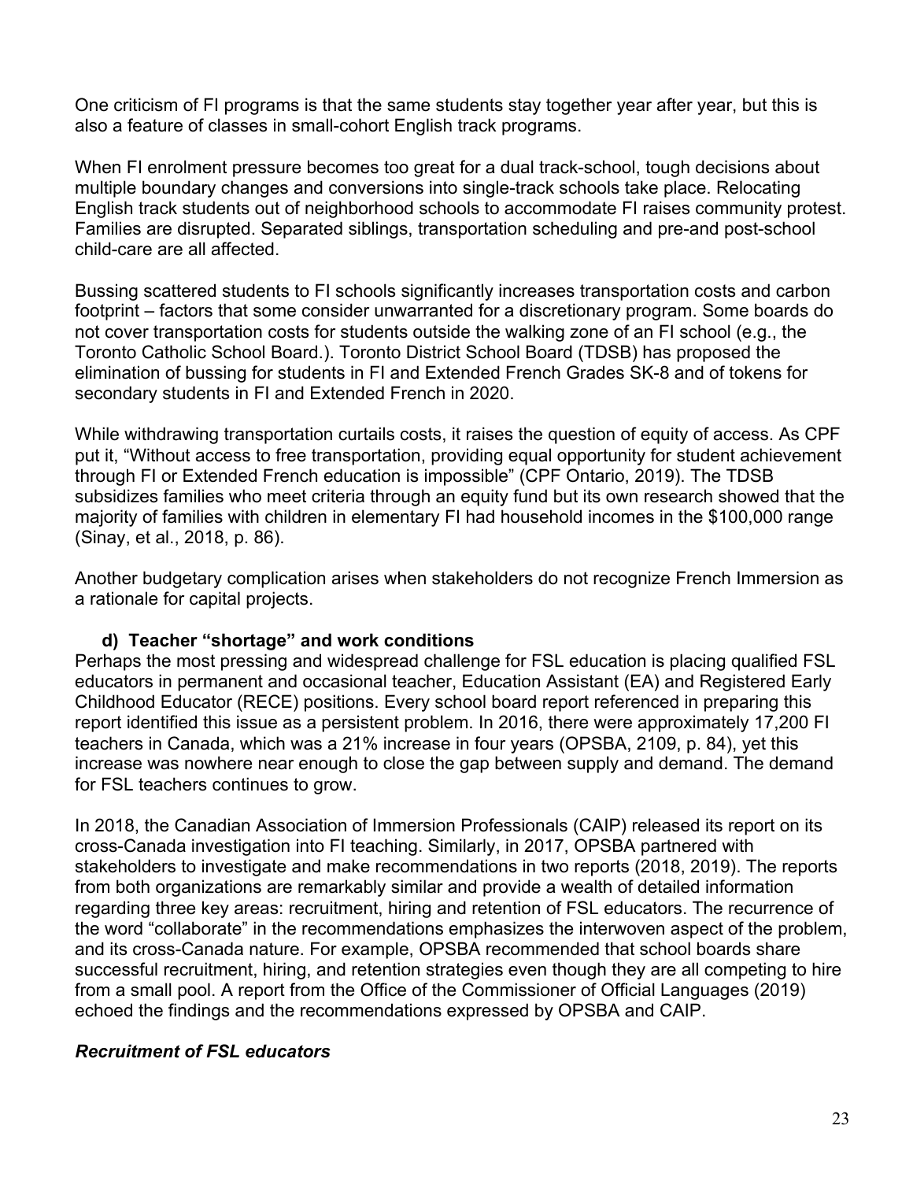One criticism of FI programs is that the same students stay together year after year, but this is also a feature of classes in small-cohort English track programs.

When FI enrolment pressure becomes too great for a dual track-school, tough decisions about multiple boundary changes and conversions into single-track schools take place. Relocating English track students out of neighborhood schools to accommodate FI raises community protest. Families are disrupted. Separated siblings, transportation scheduling and pre-and post-school child-care are all affected.

Bussing scattered students to FI schools significantly increases transportation costs and carbon footprint – factors that some consider unwarranted for a discretionary program. Some boards do not cover transportation costs for students outside the walking zone of an FI school (e.g., the Toronto Catholic School Board.). Toronto District School Board (TDSB) has proposed the elimination of bussing for students in FI and Extended French Grades SK-8 and of tokens for secondary students in FI and Extended French in 2020.

While withdrawing transportation curtails costs, it raises the question of equity of access. As CPF put it, "Without access to free transportation, providing equal opportunity for student achievement through FI or Extended French education is impossible" (CPF Ontario, 2019). The TDSB subsidizes families who meet criteria through an equity fund but its own research showed that the majority of families with children in elementary FI had household incomes in the $100,000 range (Sinay, et al., 2018, p. 86).

Another budgetary complication arises when stakeholders do not recognize French Immersion as a rationale for capital projects.

### d) Teacher "shortage" and work conditions

Perhaps the most pressing and widespread challenge for FSL education is placing qualified FSL educators in permanent and occasional teacher, Education Assistant (EA) and Registered Early Childhood Educator (RECE) positions. Every school board report referenced in preparing this report identified this issue as a persistent problem. In 2016, there were approximately 17,200 FI teachers in Canada, which was a 21% increase in four years (OPSBA, 2109, p. 84), yet this increase was nowhere near enough to close the gap between supply and demand. The demand for FSL teachers continues to grow.

In 2018, the Canadian Association of Immersion Professionals (CAIP) released its report on its cross-Canada investigation into FI teaching. Similarly, in 2017, OPSBA partnered with stakeholders to investigate and make recommendations in two reports (2018, 2019). The reports from both organizations are remarkably similar and provide a wealth of detailed information regarding three key areas: recruitment, hiring and retention of FSL educators. The recurrence of the word "collaborate" in the recommendations emphasizes the interwoven aspect of the problem, and its cross-Canada nature. For example, OPSBA recommended that school boards share successful recruitment, hiring, and retention strategies even though they are all competing to hire from a small pool. A report from the Office of the Commissioner of Official Languages (2019) echoed the findings and the recommendations expressed by OPSBA and CAIP.

#### ***Recruitment of FSL educators***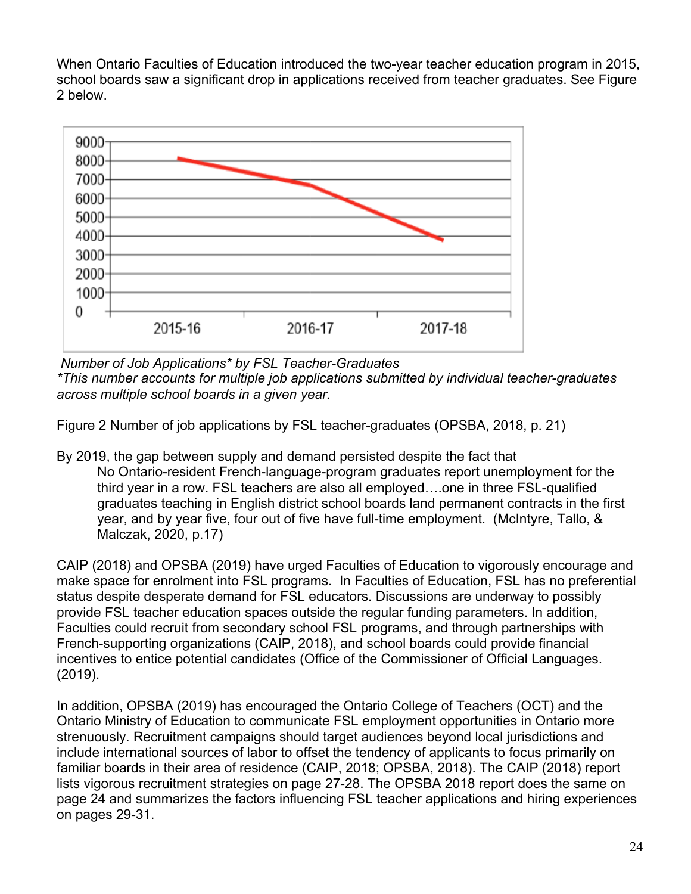When Ontario Faculties of Education introduced the two-year teacher education program in 2015, school boards saw a significant drop in applications received from teacher graduates. See Figure 2 below.

*Number of Job Applications\* by FSL Teacher-Graduates*
*\*This number accounts for multiple job applications submitted by individual teacher-graduates across multiple school boards in a given year.*

Figure 2 Number of job applications by FSL teacher-graduates (OPSBA, 2018, p. 21)

By 2019, the gap between supply and demand persisted despite the fact that

> No Ontario-resident French-language-program graduates report unemployment for the third year in a row. FSL teachers are also all employed….one in three FSL-qualified graduates teaching in English district school boards land permanent contracts in the first year, and by year five, four out of five have full-time employment. (McIntyre, Tallo, & Malczak, 2020, p.17)

CAIP (2018) and OPSBA (2019) have urged Faculties of Education to vigorously encourage and make space for enrolment into FSL programs. In Faculties of Education, FSL has no preferential status despite desperate demand for FSL educators. Discussions are underway to possibly provide FSL teacher education spaces outside the regular funding parameters. In addition, Faculties could recruit from secondary school FSL programs, and through partnerships with French-supporting organizations (CAIP, 2018), and school boards could provide financial incentives to entice potential candidates (Office of the Commissioner of Official Languages. (2019).

In addition, OPSBA (2019) has encouraged the Ontario College of Teachers (OCT) and the Ontario Ministry of Education to communicate FSL employment opportunities in Ontario more strenuously. Recruitment campaigns should target audiences beyond local jurisdictions and include international sources of labor to offset the tendency of applicants to focus primarily on familiar boards in their area of residence (CAIP, 2018; OPSBA, 2018). The CAIP (2018) report lists vigorous recruitment strategies on page 27-28. The OPSBA 2018 report does the same on page 24 and summarizes the factors influencing FSL teacher applications and hiring experiences on pages 29-31.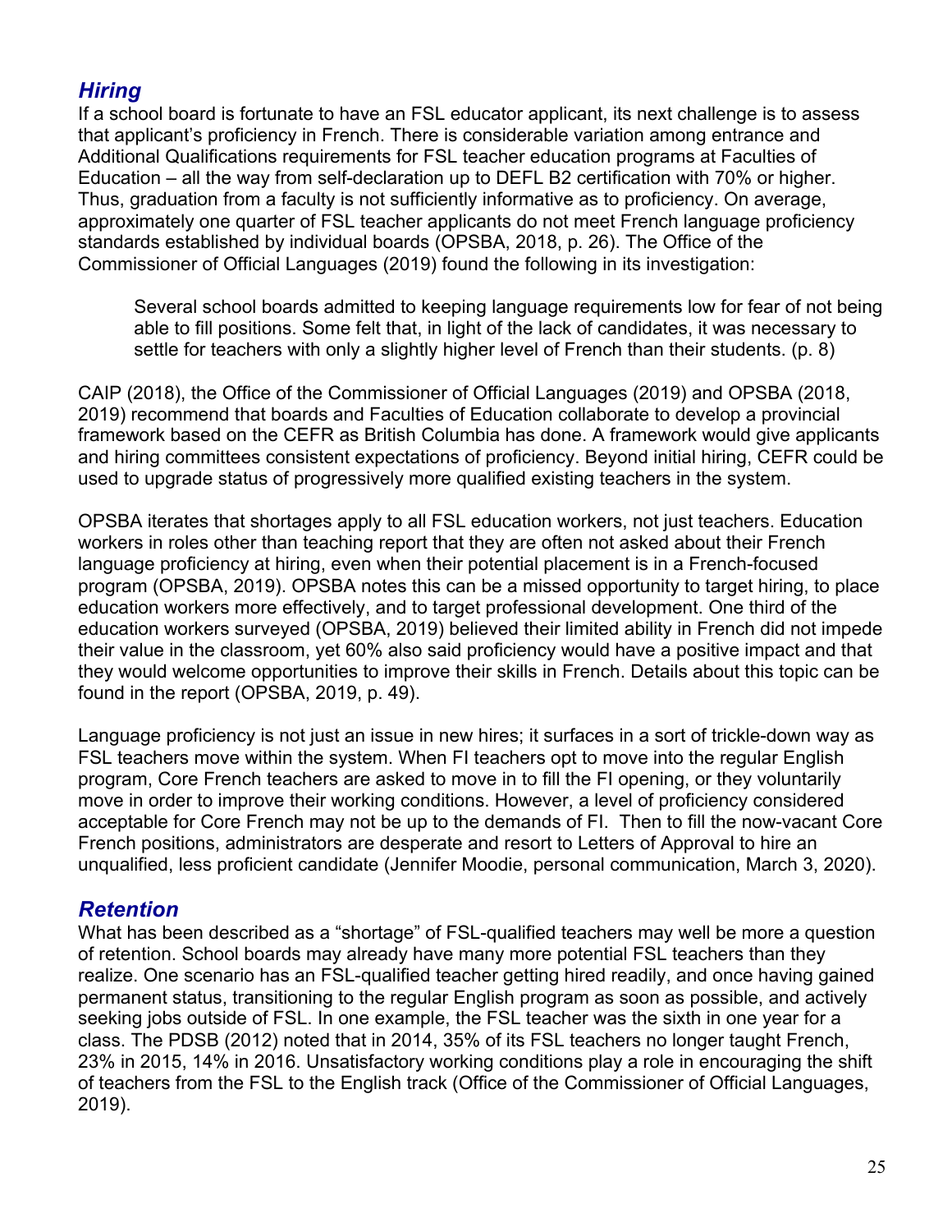### *Hiring*

If a school board is fortunate to have an FSL educator applicant, its next challenge is to assess that applicant's proficiency in French. There is considerable variation among entrance and Additional Qualifications requirements for FSL teacher education programs at Faculties of Education – all the way from self-declaration up to DEFL B2 certification with 70% or higher. Thus, graduation from a faculty is not sufficiently informative as to proficiency. On average, approximately one quarter of FSL teacher applicants do not meet French language proficiency standards established by individual boards (OPSBA, 2018, p. 26). The Office of the Commissioner of Official Languages (2019) found the following in its investigation:

> Several school boards admitted to keeping language requirements low for fear of not being able to fill positions. Some felt that, in light of the lack of candidates, it was necessary to settle for teachers with only a slightly higher level of French than their students. (p. 8)

CAIP (2018), the Office of the Commissioner of Official Languages (2019) and OPSBA (2018, 2019) recommend that boards and Faculties of Education collaborate to develop a provincial framework based on the CEFR as British Columbia has done. A framework would give applicants and hiring committees consistent expectations of proficiency. Beyond initial hiring, CEFR could be used to upgrade status of progressively more qualified existing teachers in the system.

OPSBA iterates that shortages apply to all FSL education workers, not just teachers. Education workers in roles other than teaching report that they are often not asked about their French language proficiency at hiring, even when their potential placement is in a French-focused program (OPSBA, 2019). OPSBA notes this can be a missed opportunity to target hiring, to place education workers more effectively, and to target professional development. One third of the education workers surveyed (OPSBA, 2019) believed their limited ability in French did not impede their value in the classroom, yet 60% also said proficiency would have a positive impact and that they would welcome opportunities to improve their skills in French. Details about this topic can be found in the report (OPSBA, 2019, p. 49).

Language proficiency is not just an issue in new hires; it surfaces in a sort of trickle-down way as FSL teachers move within the system. When FI teachers opt to move into the regular English program, Core French teachers are asked to move in to fill the FI opening, or they voluntarily move in order to improve their working conditions. However, a level of proficiency considered acceptable for Core French may not be up to the demands of FI. Then to fill the now-vacant Core French positions, administrators are desperate and resort to Letters of Approval to hire an unqualified, less proficient candidate (Jennifer Moodie, personal communication, March 3, 2020).

### *Retention*

What has been described as a "shortage" of FSL-qualified teachers may well be more a question of retention. School boards may already have many more potential FSL teachers than they realize. One scenario has an FSL-qualified teacher getting hired readily, and once having gained permanent status, transitioning to the regular English program as soon as possible, and actively seeking jobs outside of FSL. In one example, the FSL teacher was the sixth in one year for a class. The PDSB (2012) noted that in 2014, 35% of its FSL teachers no longer taught French, 23% in 2015, 14% in 2016. Unsatisfactory working conditions play a role in encouraging the shift of teachers from the FSL to the English track (Office of the Commissioner of Official Languages, 2019).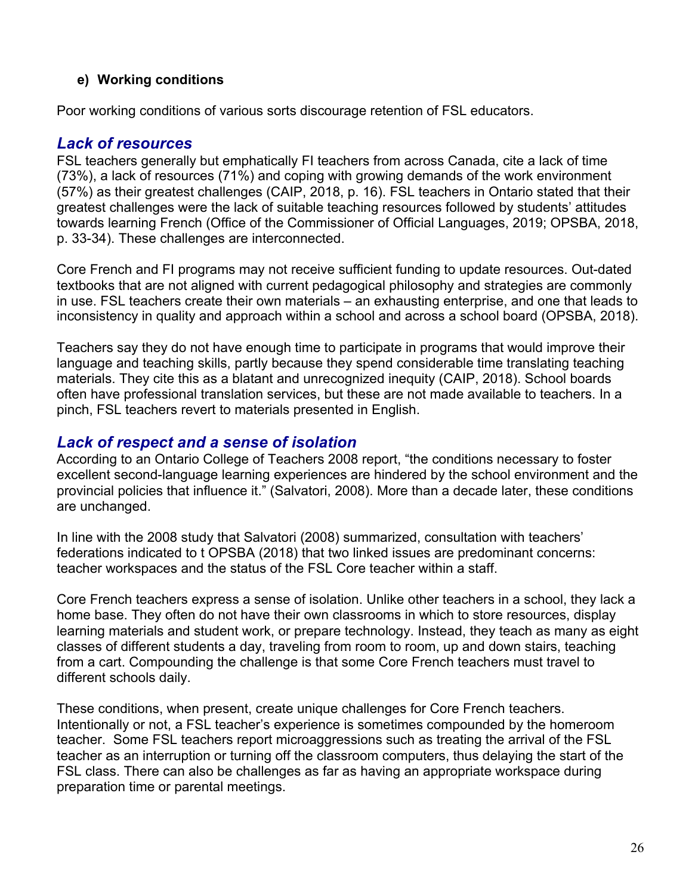#### e) Working conditions

Poor working conditions of various sorts discourage retention of FSL educators.

### *Lack of resources*

FSL teachers generally but emphatically FI teachers from across Canada, cite a lack of time (73%), a lack of resources (71%) and coping with growing demands of the work environment (57%) as their greatest challenges (CAIP, 2018, p. 16). FSL teachers in Ontario stated that their greatest challenges were the lack of suitable teaching resources followed by students' attitudes towards learning French (Office of the Commissioner of Official Languages, 2019; OPSBA, 2018, p. 33-34). These challenges are interconnected.

Core French and FI programs may not receive sufficient funding to update resources. Out-dated textbooks that are not aligned with current pedagogical philosophy and strategies are commonly in use. FSL teachers create their own materials – an exhausting enterprise, and one that leads to inconsistency in quality and approach within a school and across a school board (OPSBA, 2018).

Teachers say they do not have enough time to participate in programs that would improve their language and teaching skills, partly because they spend considerable time translating teaching materials. They cite this as a blatant and unrecognized inequity (CAIP, 2018). School boards often have professional translation services, but these are not made available to teachers. In a pinch, FSL teachers revert to materials presented in English.

### *Lack of respect and a sense of isolation*

According to an Ontario College of Teachers 2008 report, "the conditions necessary to foster excellent second-language learning experiences are hindered by the school environment and the provincial policies that influence it." (Salvatori, 2008). More than a decade later, these conditions are unchanged.

In line with the 2008 study that Salvatori (2008) summarized, consultation with teachers' federations indicated to t OPSBA (2018) that two linked issues are predominant concerns: teacher workspaces and the status of the FSL Core teacher within a staff.

Core French teachers express a sense of isolation. Unlike other teachers in a school, they lack a home base. They often do not have their own classrooms in which to store resources, display learning materials and student work, or prepare technology. Instead, they teach as many as eight classes of different students a day, traveling from room to room, up and down stairs, teaching from a cart. Compounding the challenge is that some Core French teachers must travel to different schools daily.

These conditions, when present, create unique challenges for Core French teachers. Intentionally or not, a FSL teacher's experience is sometimes compounded by the homeroom teacher. Some FSL teachers report microaggressions such as treating the arrival of the FSL teacher as an interruption or turning off the classroom computers, thus delaying the start of the FSL class. There can also be challenges as far as having an appropriate workspace during preparation time or parental meetings.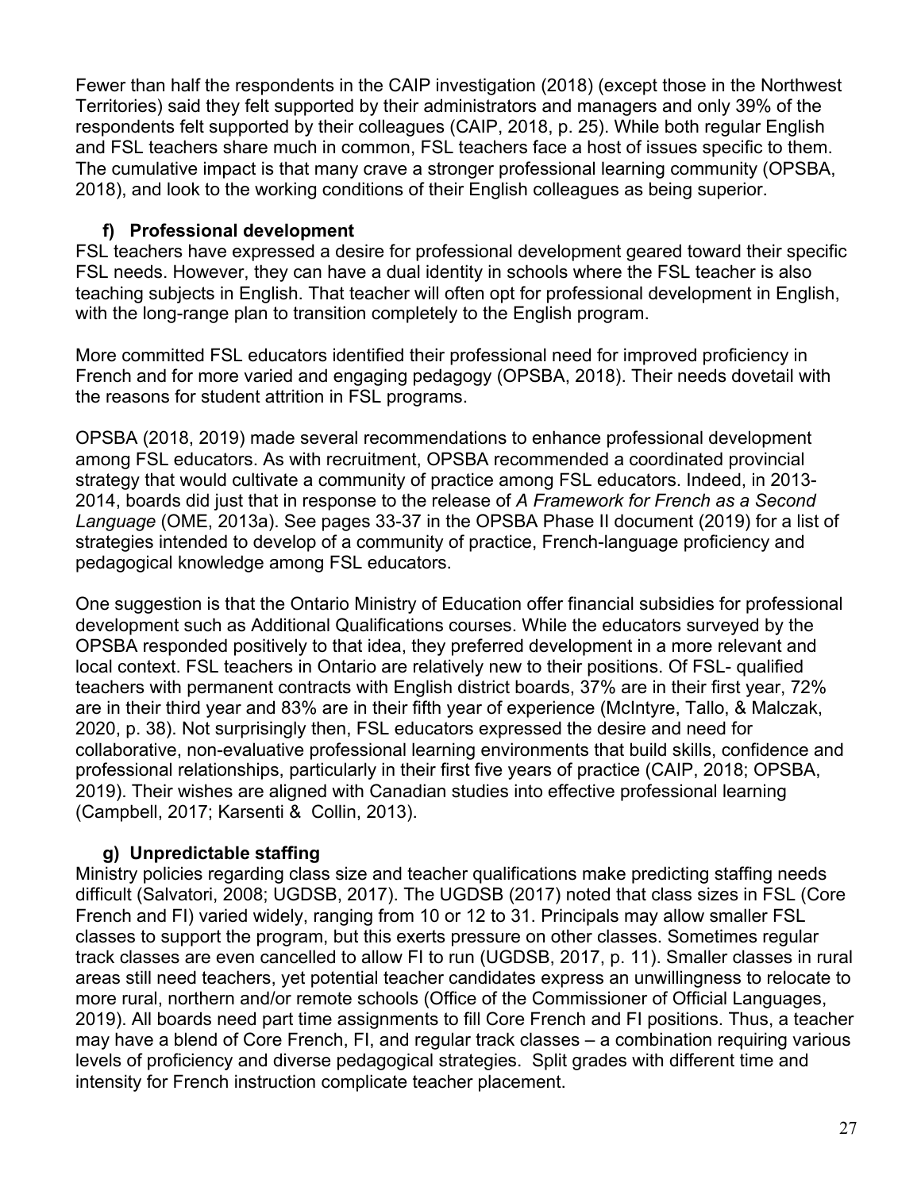Fewer than half the respondents in the CAIP investigation (2018) (except those in the Northwest Territories) said they felt supported by their administrators and managers and only 39% of the respondents felt supported by their colleagues (CAIP, 2018, p. 25). While both regular English and FSL teachers share much in common, FSL teachers face a host of issues specific to them. The cumulative impact is that many crave a stronger professional learning community (OPSBA, 2018), and look to the working conditions of their English colleagues as being superior.

### f) Professional development

FSL teachers have expressed a desire for professional development geared toward their specific FSL needs. However, they can have a dual identity in schools where the FSL teacher is also teaching subjects in English. That teacher will often opt for professional development in English, with the long-range plan to transition completely to the English program.

More committed FSL educators identified their professional need for improved proficiency in French and for more varied and engaging pedagogy (OPSBA, 2018). Their needs dovetail with the reasons for student attrition in FSL programs.

OPSBA (2018, 2019) made several recommendations to enhance professional development among FSL educators. As with recruitment, OPSBA recommended a coordinated provincial strategy that would cultivate a community of practice among FSL educators. Indeed, in 2013-2014, boards did just that in response to the release of *A Framework for French as a Second Language* (OME, 2013a). See pages 33-37 in the OPSBA Phase II document (2019) for a list of strategies intended to develop of a community of practice, French-language proficiency and pedagogical knowledge among FSL educators.

One suggestion is that the Ontario Ministry of Education offer financial subsidies for professional development such as Additional Qualifications courses. While the educators surveyed by the OPSBA responded positively to that idea, they preferred development in a more relevant and local context. FSL teachers in Ontario are relatively new to their positions. Of FSL- qualified teachers with permanent contracts with English district boards, 37% are in their first year, 72% are in their third year and 83% are in their fifth year of experience (McIntyre, Tallo, & Malczak, 2020, p. 38). Not surprisingly then, FSL educators expressed the desire and need for collaborative, non-evaluative professional learning environments that build skills, confidence and professional relationships, particularly in their first five years of practice (CAIP, 2018; OPSBA, 2019). Their wishes are aligned with Canadian studies into effective professional learning (Campbell, 2017; Karsenti & Collin, 2013).

### g) Unpredictable staffing

Ministry policies regarding class size and teacher qualifications make predicting staffing needs difficult (Salvatori, 2008; UGDSB, 2017). The UGDSB (2017) noted that class sizes in FSL (Core French and FI) varied widely, ranging from 10 or 12 to 31. Principals may allow smaller FSL classes to support the program, but this exerts pressure on other classes. Sometimes regular track classes are even cancelled to allow FI to run (UGDSB, 2017, p. 11). Smaller classes in rural areas still need teachers, yet potential teacher candidates express an unwillingness to relocate to more rural, northern and/or remote schools (Office of the Commissioner of Official Languages, 2019). All boards need part time assignments to fill Core French and FI positions. Thus, a teacher may have a blend of Core French, FI, and regular track classes – a combination requiring various levels of proficiency and diverse pedagogical strategies. Split grades with different time and intensity for French instruction complicate teacher placement.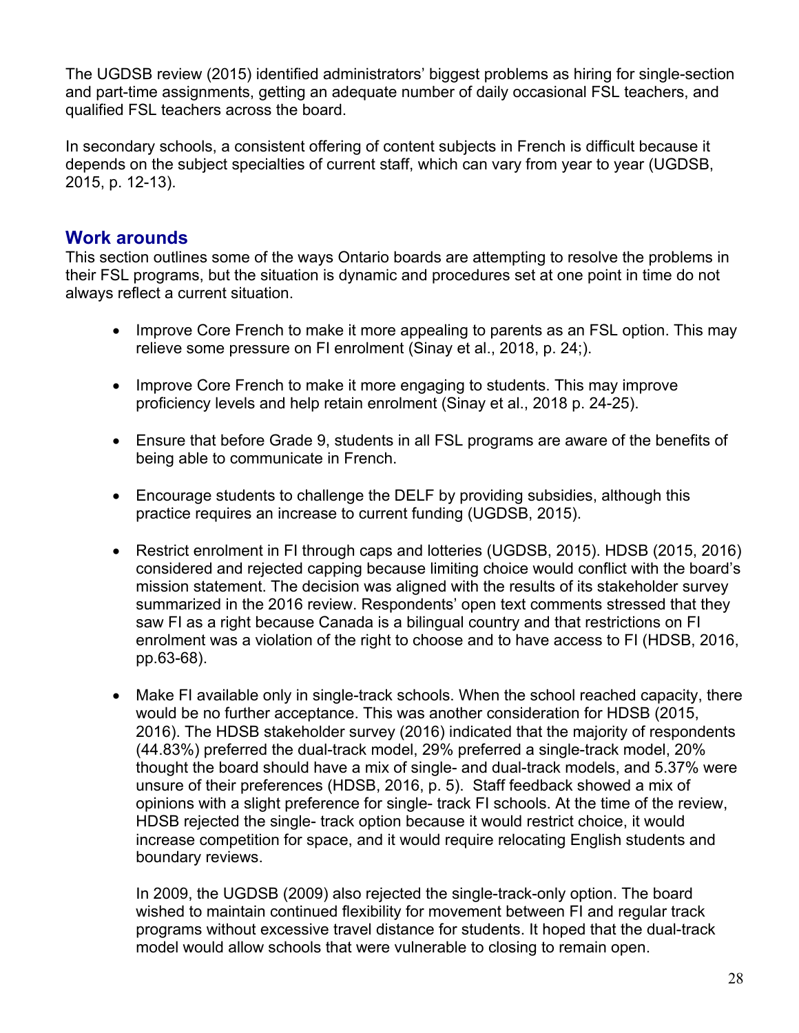The UGDSB review (2015) identified administrators' biggest problems as hiring for single-section and part-time assignments, getting an adequate number of daily occasional FSL teachers, and qualified FSL teachers across the board.

In secondary schools, a consistent offering of content subjects in French is difficult because it depends on the subject specialties of current staff, which can vary from year to year (UGDSB, 2015, p. 12-13).

## Work arounds

This section outlines some of the ways Ontario boards are attempting to resolve the problems in their FSL programs, but the situation is dynamic and procedures set at one point in time do not always reflect a current situation.

- Improve Core French to make it more appealing to parents as an FSL option. This may relieve some pressure on FI enrolment (Sinay et al., 2018, p. 24;).
- Improve Core French to make it more engaging to students. This may improve proficiency levels and help retain enrolment (Sinay et al., 2018 p. 24-25).
- Ensure that before Grade 9, students in all FSL programs are aware of the benefits of being able to communicate in French.
- Encourage students to challenge the DELF by providing subsidies, although this practice requires an increase to current funding (UGDSB, 2015).
- Restrict enrolment in FI through caps and lotteries (UGDSB, 2015). HDSB (2015, 2016) considered and rejected capping because limiting choice would conflict with the board's mission statement. The decision was aligned with the results of its stakeholder survey summarized in the 2016 review. Respondents' open text comments stressed that they saw FI as a right because Canada is a bilingual country and that restrictions on FI enrolment was a violation of the right to choose and to have access to FI (HDSB, 2016, pp.63-68).
- Make FI available only in single-track schools. When the school reached capacity, there would be no further acceptance. This was another consideration for HDSB (2015, 2016). The HDSB stakeholder survey (2016) indicated that the majority of respondents (44.83%) preferred the dual-track model, 29% preferred a single-track model, 20% thought the board should have a mix of single- and dual-track models, and 5.37% were unsure of their preferences (HDSB, 2016, p. 5). Staff feedback showed a mix of opinions with a slight preference for single- track FI schools. At the time of the review, HDSB rejected the single- track option because it would restrict choice, it would increase competition for space, and it would require relocating English students and boundary reviews.

  In 2009, the UGDSB (2009) also rejected the single-track-only option. The board wished to maintain continued flexibility for movement between FI and regular track programs without excessive travel distance for students. It hoped that the dual-track model would allow schools that were vulnerable to closing to remain open.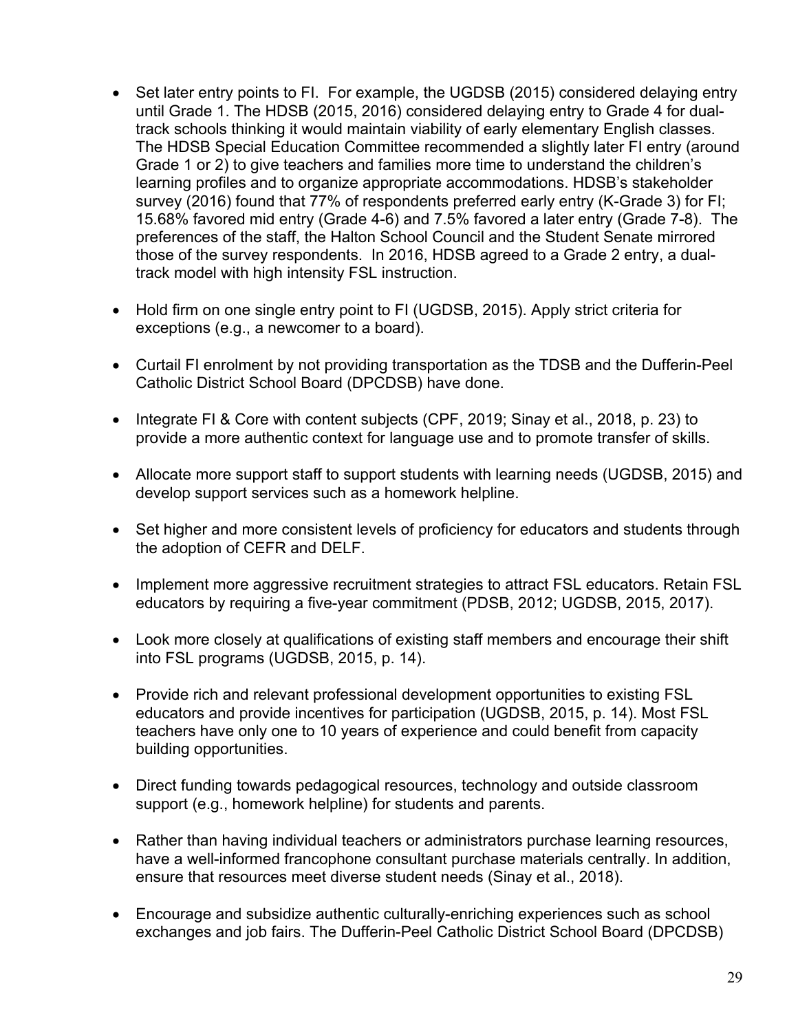- Set later entry points to FI. For example, the UGDSB (2015) considered delaying entry until Grade 1. The HDSB (2015, 2016) considered delaying entry to Grade 4 for dual-track schools thinking it would maintain viability of early elementary English classes. The HDSB Special Education Committee recommended a slightly later FI entry (around Grade 1 or 2) to give teachers and families more time to understand the children's learning profiles and to organize appropriate accommodations. HDSB's stakeholder survey (2016) found that 77% of respondents preferred early entry (K-Grade 3) for FI; 15.68% favored mid entry (Grade 4-6) and 7.5% favored a later entry (Grade 7-8). The preferences of the staff, the Halton School Council and the Student Senate mirrored those of the survey respondents. In 2016, HDSB agreed to a Grade 2 entry, a dual-track model with high intensity FSL instruction.

- Hold firm on one single entry point to FI (UGDSB, 2015). Apply strict criteria for exceptions (e.g., a newcomer to a board).

- Curtail FI enrolment by not providing transportation as the TDSB and the Dufferin-Peel Catholic District School Board (DPCDSB) have done.

- Integrate FI & Core with content subjects (CPF, 2019; Sinay et al., 2018, p. 23) to provide a more authentic context for language use and to promote transfer of skills.

- Allocate more support staff to support students with learning needs (UGDSB, 2015) and develop support services such as a homework helpline.

- Set higher and more consistent levels of proficiency for educators and students through the adoption of CEFR and DELF.

- Implement more aggressive recruitment strategies to attract FSL educators. Retain FSL educators by requiring a five-year commitment (PDSB, 2012; UGDSB, 2015, 2017).

- Look more closely at qualifications of existing staff members and encourage their shift into FSL programs (UGDSB, 2015, p. 14).

- Provide rich and relevant professional development opportunities to existing FSL educators and provide incentives for participation (UGDSB, 2015, p. 14). Most FSL teachers have only one to 10 years of experience and could benefit from capacity building opportunities.

- Direct funding towards pedagogical resources, technology and outside classroom support (e.g., homework helpline) for students and parents.

- Rather than having individual teachers or administrators purchase learning resources, have a well-informed francophone consultant purchase materials centrally. In addition, ensure that resources meet diverse student needs (Sinay et al., 2018).

- Encourage and subsidize authentic culturally-enriching experiences such as school exchanges and job fairs. The Dufferin-Peel Catholic District School Board (DPCDSB)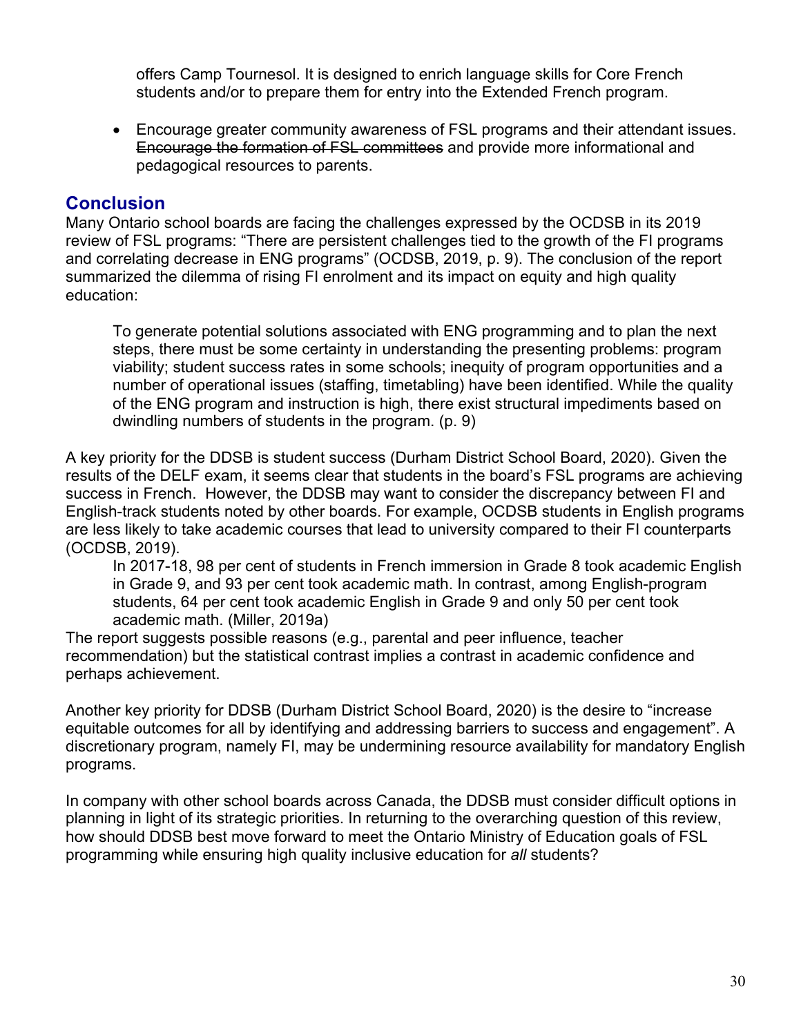offers Camp Tournesol. It is designed to enrich language skills for Core French students and/or to prepare them for entry into the Extended French program.

- Encourage greater community awareness of FSL programs and their attendant issues. ~~Encourage the formation of FSL committees~~ and provide more informational and pedagogical resources to parents.

## Conclusion

Many Ontario school boards are facing the challenges expressed by the OCDSB in its 2019 review of FSL programs: "There are persistent challenges tied to the growth of the FI programs and correlating decrease in ENG programs" (OCDSB, 2019, p. 9). The conclusion of the report summarized the dilemma of rising FI enrolment and its impact on equity and high quality education:

> To generate potential solutions associated with ENG programming and to plan the next steps, there must be some certainty in understanding the presenting problems: program viability; student success rates in some schools; inequity of program opportunities and a number of operational issues (staffing, timetabling) have been identified. While the quality of the ENG program and instruction is high, there exist structural impediments based on dwindling numbers of students in the program. (p. 9)

A key priority for the DDSB is student success (Durham District School Board, 2020). Given the results of the DELF exam, it seems clear that students in the board's FSL programs are achieving success in French. However, the DDSB may want to consider the discrepancy between FI and English-track students noted by other boards. For example, OCDSB students in English programs are less likely to take academic courses that lead to university compared to their FI counterparts (OCDSB, 2019).

> In 2017-18, 98 per cent of students in French immersion in Grade 8 took academic English in Grade 9, and 93 per cent took academic math. In contrast, among English-program students, 64 per cent took academic English in Grade 9 and only 50 per cent took academic math. (Miller, 2019a)

The report suggests possible reasons (e.g., parental and peer influence, teacher recommendation) but the statistical contrast implies a contrast in academic confidence and perhaps achievement.

Another key priority for DDSB (Durham District School Board, 2020) is the desire to "increase equitable outcomes for all by identifying and addressing barriers to success and engagement". A discretionary program, namely FI, may be undermining resource availability for mandatory English programs.

In company with other school boards across Canada, the DDSB must consider difficult options in planning in light of its strategic priorities. In returning to the overarching question of this review, how should DDSB best move forward to meet the Ontario Ministry of Education goals of FSL programming while ensuring high quality inclusive education for *all* students?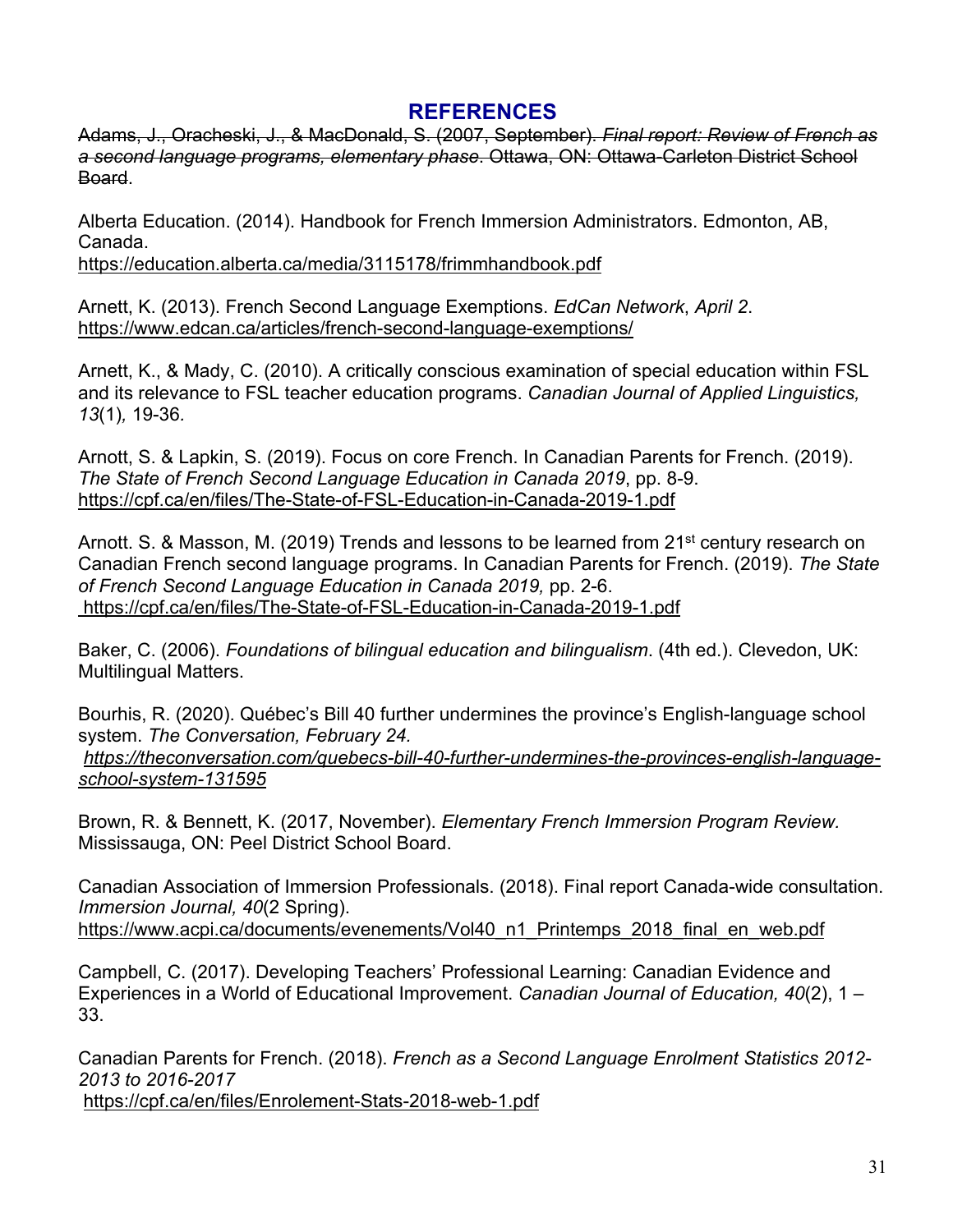## REFERENCES

~~Adams, J., Oracheski, J., & MacDonald, S. (2007, September). *Final report: Review of French as a second language programs, elementary phase*. Ottawa, ON: Ottawa-Carleton District School Board.~~

Alberta Education. (2014). Handbook for French Immersion Administrators. Edmonton, AB, Canada.
https://education.alberta.ca/media/3115178/frimmhandbook.pdf

Arnett, K. (2013). French Second Language Exemptions. *EdCan Network*, *April 2*.
https://www.edcan.ca/articles/french-second-language-exemptions/

Arnett, K., & Mady, C. (2010). A critically conscious examination of special education within FSL and its relevance to FSL teacher education programs. *Canadian Journal of Applied Linguistics, 13*(1)*,* 19-36.

Arnott, S. & Lapkin, S. (2019). Focus on core French. In Canadian Parents for French. (2019). *The State of French Second Language Education in Canada 2019*, pp. 8-9.
https://cpf.ca/en/files/The-State-of-FSL-Education-in-Canada-2019-1.pdf

Arnott. S. & Masson, M. (2019) Trends and lessons to be learned from 21st century research on Canadian French second language programs. In Canadian Parents for French. (2019). *The State of French Second Language Education in Canada 2019,* pp. 2-6.
https://cpf.ca/en/files/The-State-of-FSL-Education-in-Canada-2019-1.pdf

Baker, C. (2006). *Foundations of bilingual education and bilingualism*. (4th ed.). Clevedon, UK: Multilingual Matters.

Bourhis, R. (2020). Québec's Bill 40 further undermines the province's English-language school system. *The Conversation, February 24.*
*https://theconversation.com/quebecs-bill-40-further-undermines-the-provinces-english-language-school-system-131595*

Brown, R. & Bennett, K. (2017, November). *Elementary French Immersion Program Review.* Mississauga, ON: Peel District School Board.

Canadian Association of Immersion Professionals. (2018). Final report Canada-wide consultation. *Immersion Journal, 40*(2 Spring).
https://www.acpi.ca/documents/evenements/Vol40_n1_Printemps_2018_final_en_web.pdf

Campbell, C. (2017). Developing Teachers' Professional Learning: Canadian Evidence and Experiences in a World of Educational Improvement. *Canadian Journal of Education, 40*(2), 1 – 33.

Canadian Parents for French. (2018). *French as a Second Language Enrolment Statistics 2012-2013 to 2016-2017*
https://cpf.ca/en/files/Enrolement-Stats-2018-web-1.pdf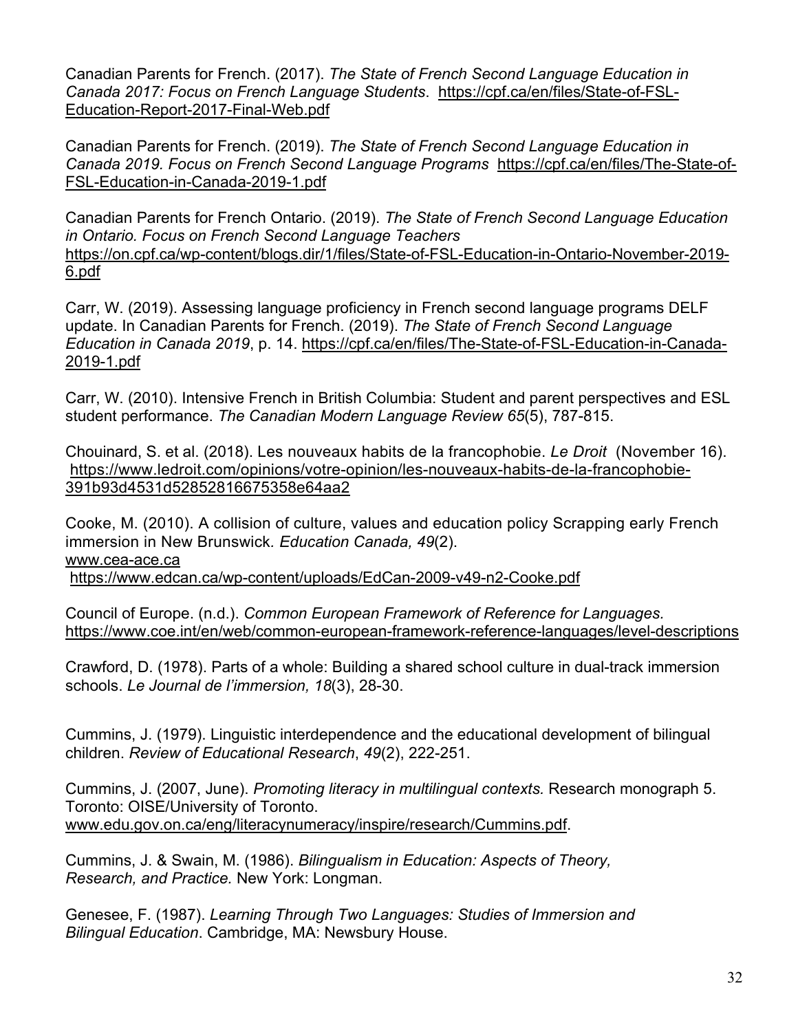Canadian Parents for French. (2017). *The State of French Second Language Education in Canada 2017: Focus on French Language Students*. https://cpf.ca/en/files/State-of-FSL-Education-Report-2017-Final-Web.pdf

Canadian Parents for French. (2019). *The State of French Second Language Education in Canada 2019. Focus on French Second Language Programs* https://cpf.ca/en/files/The-State-of-FSL-Education-in-Canada-2019-1.pdf

Canadian Parents for French Ontario. (2019). *The State of French Second Language Education in Ontario. Focus on French Second Language Teachers* https://on.cpf.ca/wp-content/blogs.dir/1/files/State-of-FSL-Education-in-Ontario-November-2019-6.pdf

Carr, W. (2019). Assessing language proficiency in French second language programs DELF update. In Canadian Parents for French. (2019). *The State of French Second Language Education in Canada 2019*, p. 14. https://cpf.ca/en/files/The-State-of-FSL-Education-in-Canada-2019-1.pdf

Carr, W. (2010). Intensive French in British Columbia: Student and parent perspectives and ESL student performance. *The Canadian Modern Language Review 65*(5), 787-815.

Chouinard, S. et al. (2018). Les nouveaux habits de la francophobie. *Le Droit* (November 16). https://www.ledroit.com/opinions/votre-opinion/les-nouveaux-habits-de-la-francophobie-391b93d4531d52852816675358e64aa2

Cooke, M. (2010). A collision of culture, values and education policy Scrapping early French immersion in New Brunswick. *Education Canada, 49*(2).
www.cea-ace.ca
https://www.edcan.ca/wp-content/uploads/EdCan-2009-v49-n2-Cooke.pdf

Council of Europe. (n.d.). *Common European Framework of Reference for Languages.* https://www.coe.int/en/web/common-european-framework-reference-languages/level-descriptions

Crawford, D. (1978). Parts of a whole: Building a shared school culture in dual-track immersion schools. *Le Journal de l'immersion, 18*(3), 28-30.

Cummins, J. (1979). Linguistic interdependence and the educational development of bilingual children. *Review of Educational Research*, *49*(2), 222-251.

Cummins, J. (2007, June). *Promoting literacy in multilingual contexts.* Research monograph 5. Toronto: OISE/University of Toronto.
www.edu.gov.on.ca/eng/literacynumeracy/inspire/research/Cummins.pdf.

Cummins, J. & Swain, M. (1986). *Bilingualism in Education: Aspects of Theory, Research, and Practice.* New York: Longman.

Genesee, F. (1987). *Learning Through Two Languages: Studies of Immersion and Bilingual Education*. Cambridge, MA: Newsbury House.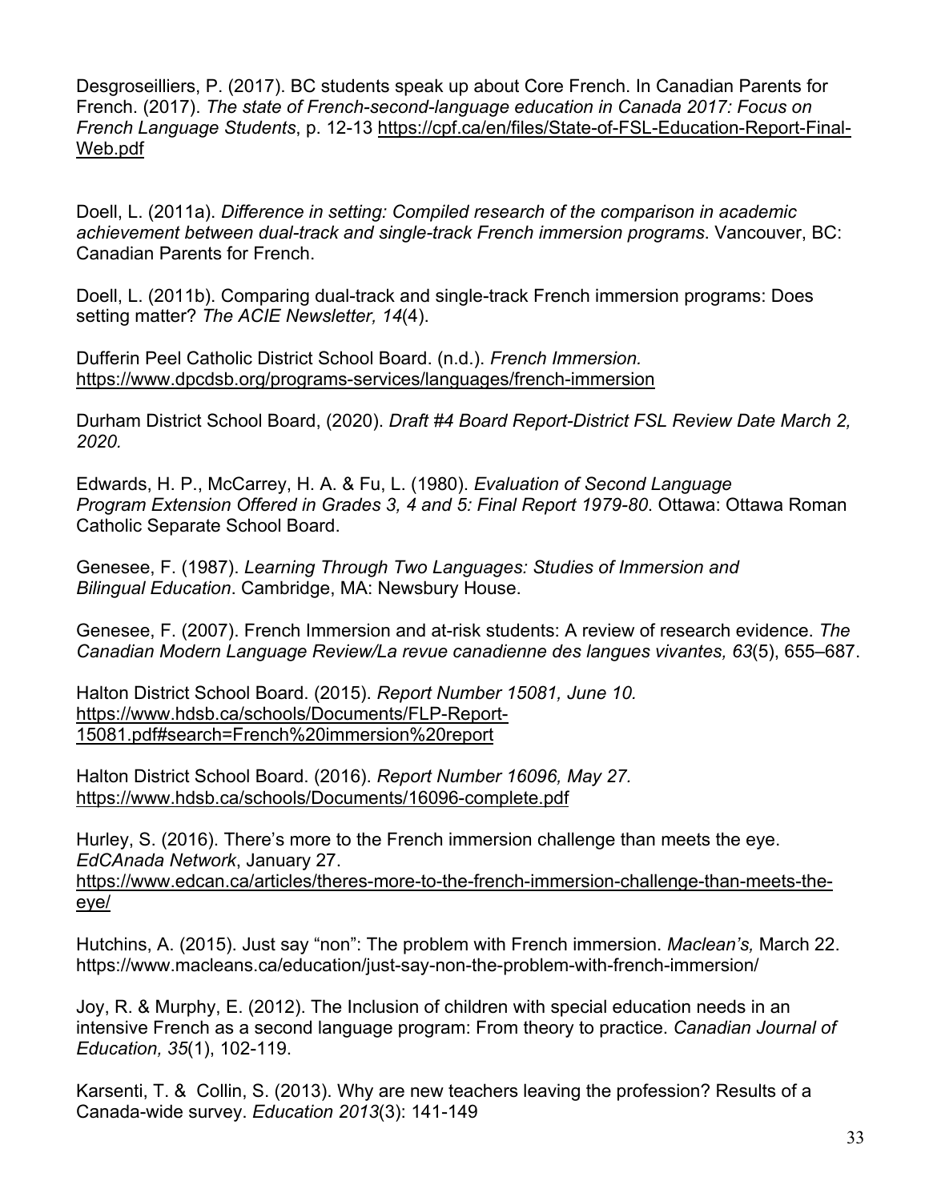Desgroseilliers, P. (2017). BC students speak up about Core French. In Canadian Parents for French. (2017). *The state of French-second-language education in Canada 2017: Focus on French Language Students*, p. 12-13 https://cpf.ca/en/files/State-of-FSL-Education-Report-Final-Web.pdf

Doell, L. (2011a). *Difference in setting: Compiled research of the comparison in academic achievement between dual-track and single-track French immersion programs*. Vancouver, BC: Canadian Parents for French.

Doell, L. (2011b). Comparing dual-track and single-track French immersion programs: Does setting matter? *The ACIE Newsletter, 14*(4).

Dufferin Peel Catholic District School Board. (n.d.). *French Immersion.* https://www.dpcdsb.org/programs-services/languages/french-immersion

Durham District School Board, (2020). *Draft #4 Board Report-District FSL Review Date March 2, 2020.*

Edwards, H. P., McCarrey, H. A. & Fu, L. (1980). *Evaluation of Second Language Program Extension Offered in Grades 3, 4 and 5: Final Report 1979-80*. Ottawa: Ottawa Roman Catholic Separate School Board.

Genesee, F. (1987). *Learning Through Two Languages: Studies of Immersion and Bilingual Education*. Cambridge, MA: Newsbury House.

Genesee, F. (2007). French Immersion and at-risk students: A review of research evidence. *The Canadian Modern Language Review/La revue canadienne des langues vivantes, 63*(5), 655–687.

Halton District School Board. (2015). *Report Number 15081, June 10.* https://www.hdsb.ca/schools/Documents/FLP-Report-15081.pdf#search=French%20immersion%20report

Halton District School Board. (2016). *Report Number 16096, May 27.* https://www.hdsb.ca/schools/Documents/16096-complete.pdf

Hurley, S. (2016). There's more to the French immersion challenge than meets the eye. *EdCAnada Network*, January 27. https://www.edcan.ca/articles/theres-more-to-the-french-immersion-challenge-than-meets-the-eye/

Hutchins, A. (2015). Just say "non": The problem with French immersion. *Maclean's,* March 22. https://www.macleans.ca/education/just-say-non-the-problem-with-french-immersion/

Joy, R. & Murphy, E. (2012). The Inclusion of children with special education needs in an intensive French as a second language program: From theory to practice. *Canadian Journal of Education, 35*(1), 102-119.

Karsenti, T. & Collin, S. (2013). Why are new teachers leaving the profession? Results of a Canada-wide survey. *Education 2013*(3): 141-149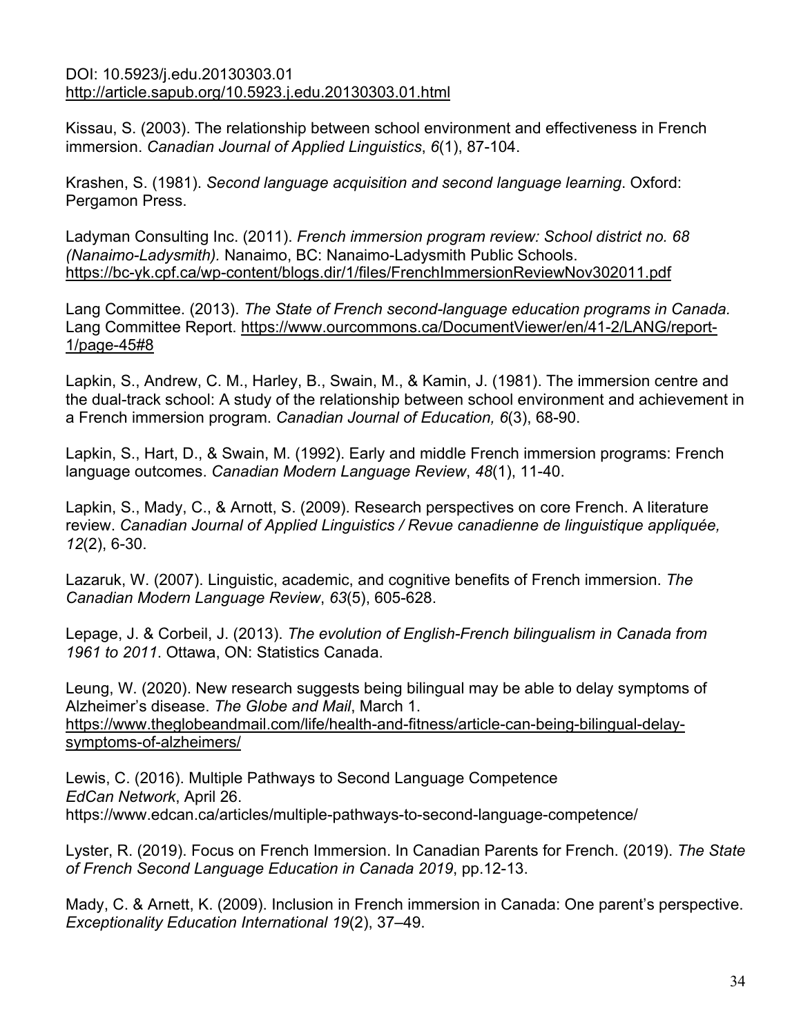DOI: 10.5923/j.edu.20130303.01
http://article.sapub.org/10.5923.j.edu.20130303.01.html

Kissau, S. (2003). The relationship between school environment and effectiveness in French immersion. *Canadian Journal of Applied Linguistics*, *6*(1), 87-104.

Krashen, S. (1981). *Second language acquisition and second language learning*. Oxford: Pergamon Press.

Ladyman Consulting Inc. (2011). *French immersion program review: School district no. 68 (Nanaimo-Ladysmith).* Nanaimo, BC: Nanaimo-Ladysmith Public Schools. https://bc-yk.cpf.ca/wp-content/blogs.dir/1/files/FrenchImmersionReviewNov302011.pdf

Lang Committee. (2013). *The State of French second-language education programs in Canada.* Lang Committee Report. https://www.ourcommons.ca/DocumentViewer/en/41-2/LANG/report-1/page-45#8

Lapkin, S., Andrew, C. M., Harley, B., Swain, M., & Kamin, J. (1981). The immersion centre and the dual-track school: A study of the relationship between school environment and achievement in a French immersion program. *Canadian Journal of Education, 6*(3), 68-90.

Lapkin, S., Hart, D., & Swain, M. (1992). Early and middle French immersion programs: French language outcomes. *Canadian Modern Language Review*, *48*(1), 11-40.

Lapkin, S., Mady, C., & Arnott, S. (2009). Research perspectives on core French. A literature review. *Canadian Journal of Applied Linguistics / Revue canadienne de linguistique appliquée, 12*(2), 6-30.

Lazaruk, W. (2007). Linguistic, academic, and cognitive benefits of French immersion. *The Canadian Modern Language Review*, *63*(5), 605-628.

Lepage, J. & Corbeil, J. (2013). *The evolution of English-French bilingualism in Canada from 1961 to 2011*. Ottawa, ON: Statistics Canada.

Leung, W. (2020). New research suggests being bilingual may be able to delay symptoms of Alzheimer's disease. *The Globe and Mail*, March 1. https://www.theglobeandmail.com/life/health-and-fitness/article-can-being-bilingual-delay-symptoms-of-alzheimers/

Lewis, C. (2016). Multiple Pathways to Second Language Competence *EdCan Network*, April 26. https://www.edcan.ca/articles/multiple-pathways-to-second-language-competence/

Lyster, R. (2019). Focus on French Immersion. In Canadian Parents for French. (2019). *The State of French Second Language Education in Canada 2019*, pp.12-13.

Mady, C. & Arnett, K. (2009). Inclusion in French immersion in Canada: One parent's perspective. *Exceptionality Education International 19*(2), 37–49.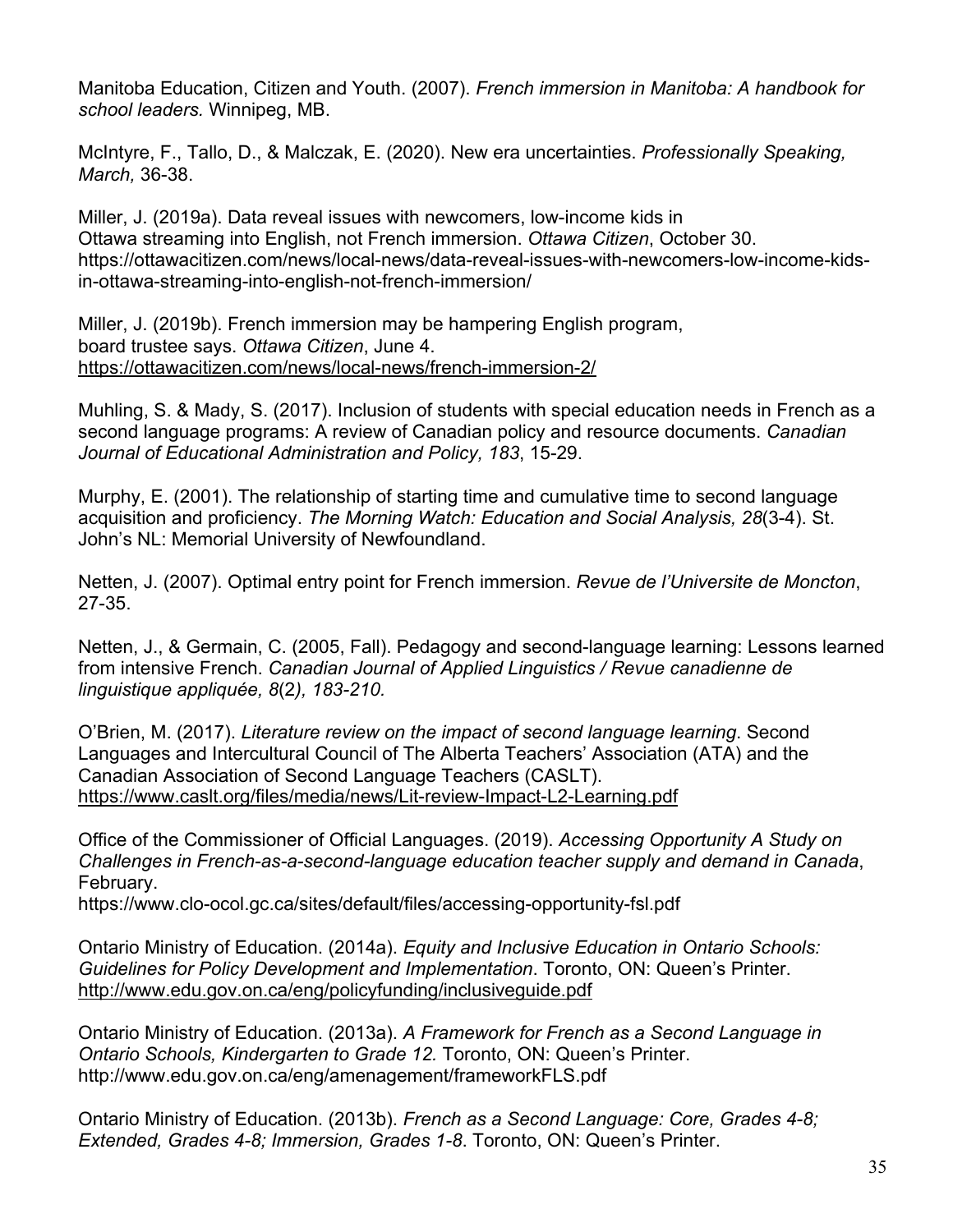Manitoba Education, Citizen and Youth. (2007). *French immersion in Manitoba: A handbook for school leaders.* Winnipeg, MB.

McIntyre, F., Tallo, D., & Malczak, E. (2020). New era uncertainties. *Professionally Speaking, March,* 36-38.

Miller, J. (2019a). Data reveal issues with newcomers, low-income kids in Ottawa streaming into English, not French immersion. *Ottawa Citizen*, October 30. https://ottawacitizen.com/news/local-news/data-reveal-issues-with-newcomers-low-income-kids-in-ottawa-streaming-into-english-not-french-immersion/

Miller, J. (2019b). French immersion may be hampering English program, board trustee says. *Ottawa Citizen*, June 4. https://ottawacitizen.com/news/local-news/french-immersion-2/

Muhling, S. & Mady, S. (2017). Inclusion of students with special education needs in French as a second language programs: A review of Canadian policy and resource documents. *Canadian Journal of Educational Administration and Policy, 183*, 15-29.

Murphy, E. (2001). The relationship of starting time and cumulative time to second language acquisition and proficiency. *The Morning Watch: Education and Social Analysis, 28*(3-4). St. John's NL: Memorial University of Newfoundland.

Netten, J. (2007). Optimal entry point for French immersion. *Revue de l'Universite de Moncton*, 27-35.

Netten, J., & Germain, C. (2005, Fall). Pedagogy and second-language learning: Lessons learned from intensive French. *Canadian Journal of Applied Linguistics / Revue canadienne de linguistique appliquée, 8*(2*), 183-210.*

O'Brien, M. (2017). *Literature review on the impact of second language learning*. Second Languages and Intercultural Council of The Alberta Teachers' Association (ATA) and the Canadian Association of Second Language Teachers (CASLT). https://www.caslt.org/files/media/news/Lit-review-Impact-L2-Learning.pdf

Office of the Commissioner of Official Languages. (2019). *Accessing Opportunity A Study on Challenges in French-as-a-second-language education teacher supply and demand in Canada*, February. https://www.clo-ocol.gc.ca/sites/default/files/accessing-opportunity-fsl.pdf

Ontario Ministry of Education. (2014a). *Equity and Inclusive Education in Ontario Schools: Guidelines for Policy Development and Implementation*. Toronto, ON: Queen's Printer. http://www.edu.gov.on.ca/eng/policyfunding/inclusiveguide.pdf

Ontario Ministry of Education. (2013a). *A Framework for French as a Second Language in Ontario Schools, Kindergarten to Grade 12.* Toronto, ON: Queen's Printer. http://www.edu.gov.on.ca/eng/amenagement/frameworkFLS.pdf

Ontario Ministry of Education. (2013b). *French as a Second Language: Core, Grades 4-8; Extended, Grades 4-8; Immersion, Grades 1-8*. Toronto, ON: Queen's Printer.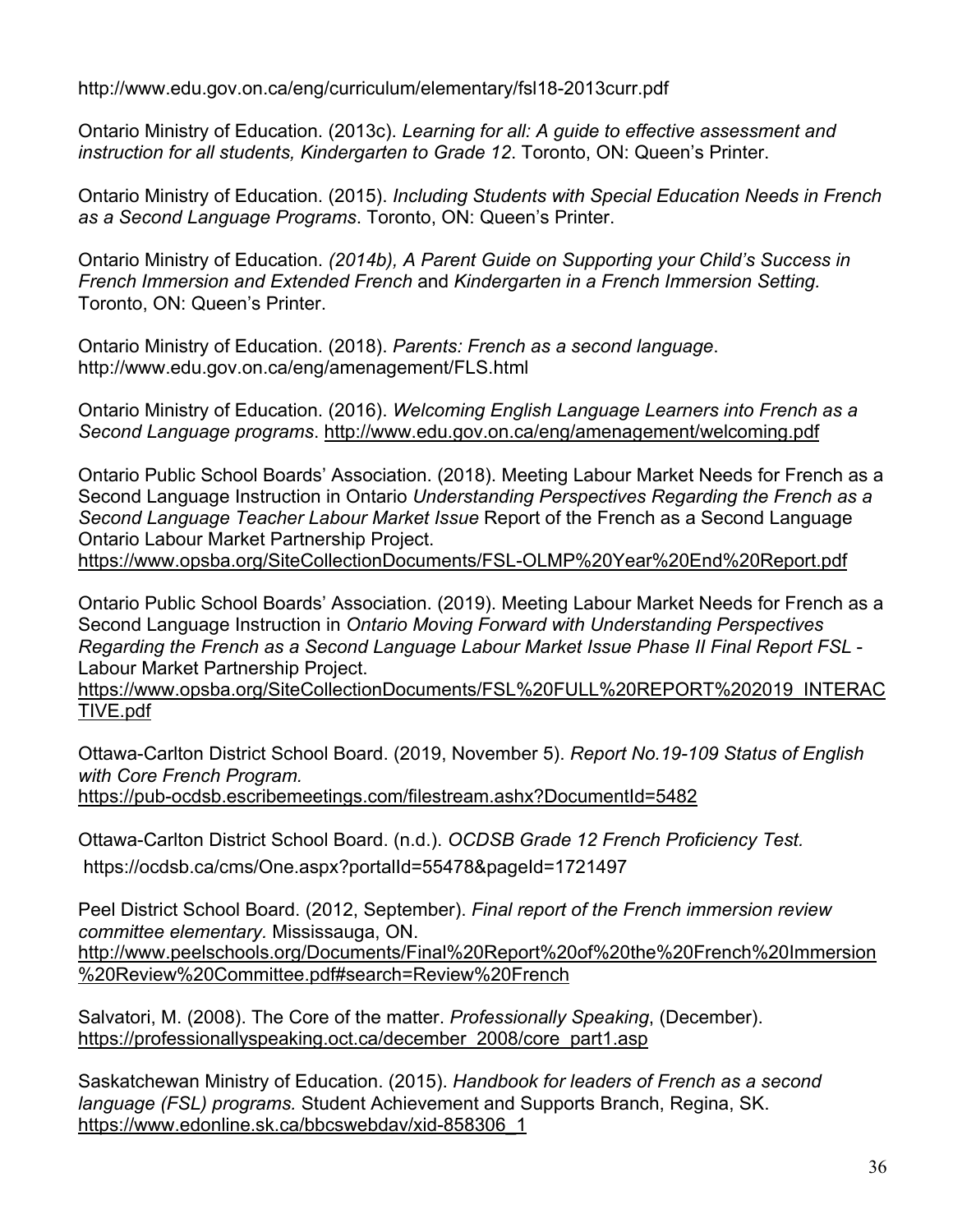http://www.edu.gov.on.ca/eng/curriculum/elementary/fsl18-2013curr.pdf

Ontario Ministry of Education. (2013c). *Learning for all: A guide to effective assessment and instruction for all students, Kindergarten to Grade 12*. Toronto, ON: Queen's Printer.

Ontario Ministry of Education. (2015). *Including Students with Special Education Needs in French as a Second Language Programs*. Toronto, ON: Queen's Printer.

Ontario Ministry of Education. *(2014b), A Parent Guide on Supporting your Child's Success in French Immersion and Extended French* and *Kindergarten in a French Immersion Setting*. Toronto, ON: Queen's Printer.

Ontario Ministry of Education. (2018). *Parents: French as a second language*. http://www.edu.gov.on.ca/eng/amenagement/FLS.html

Ontario Ministry of Education. (2016). *Welcoming English Language Learners into French as a Second Language programs*. http://www.edu.gov.on.ca/eng/amenagement/welcoming.pdf

Ontario Public School Boards' Association. (2018). Meeting Labour Market Needs for French as a Second Language Instruction in Ontario *Understanding Perspectives Regarding the French as a Second Language Teacher Labour Market Issue* Report of the French as a Second Language Ontario Labour Market Partnership Project.
https://www.opsba.org/SiteCollectionDocuments/FSL-OLMP%20Year%20End%20Report.pdf

Ontario Public School Boards' Association. (2019). Meeting Labour Market Needs for French as a Second Language Instruction in *Ontario Moving Forward with Understanding Perspectives Regarding the French as a Second Language Labour Market Issue Phase II Final Report FSL* - Labour Market Partnership Project.
https://www.opsba.org/SiteCollectionDocuments/FSL%20FULL%20REPORT%202019_INTERACTIVE.pdf

Ottawa-Carlton District School Board. (2019, November 5). *Report No.19-109 Status of English with Core French Program.*
https://pub-ocdsb.escribemeetings.com/filestream.ashx?DocumentId=5482

Ottawa-Carlton District School Board. (n.d.). *OCDSB Grade 12 French Proficiency Test.*
https://ocdsb.ca/cms/One.aspx?portalId=55478&pageId=1721497

Peel District School Board. (2012, September). *Final report of the French immersion review committee elementary.* Mississauga, ON.
http://www.peelschools.org/Documents/Final%20Report%20of%20the%20French%20Immersion%20Review%20Committee.pdf#search=Review%20French

Salvatori, M. (2008). The Core of the matter. *Professionally Speaking*, (December).
https://professionallyspeaking.oct.ca/december_2008/core_part1.asp

Saskatchewan Ministry of Education. (2015). *Handbook for leaders of French as a second language (FSL) programs.* Student Achievement and Supports Branch, Regina, SK.
https://www.edonline.sk.ca/bbcswebdav/xid-858306_1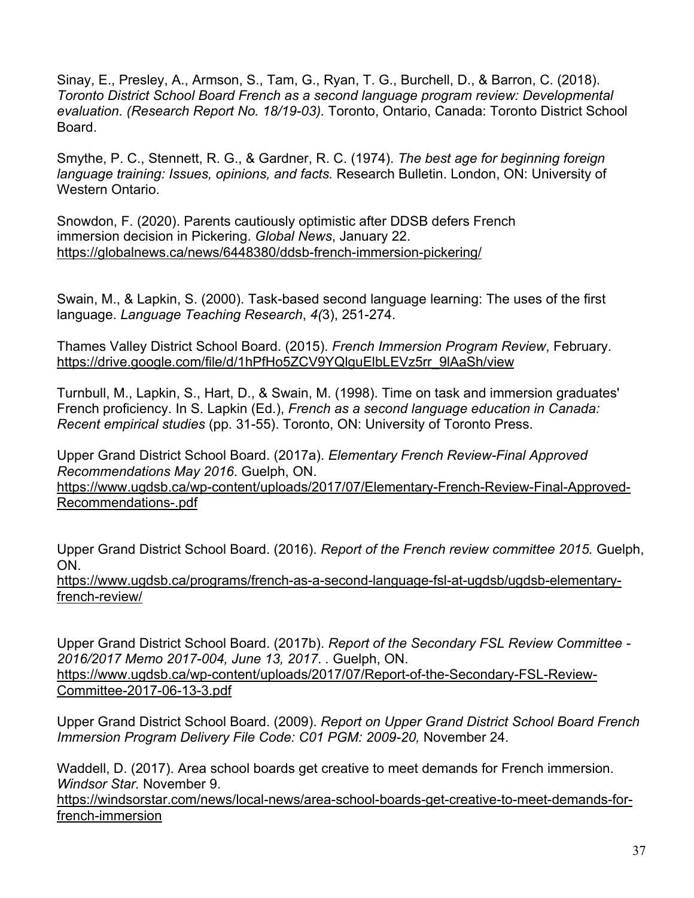Sinay, E., Presley, A., Armson, S., Tam, G., Ryan, T. G., Burchell, D., & Barron, C. (2018). *Toronto District School Board French as a second language program review: Developmental evaluation. (Research Report No. 18/19-03).* Toronto, Ontario, Canada: Toronto District School Board.

Smythe, P. C., Stennett, R. G., & Gardner, R. C. (1974). *The best age for beginning foreign language training: Issues, opinions, and facts.* Research Bulletin. London, ON: University of Western Ontario.

Snowdon, F. (2020). Parents cautiously optimistic after DDSB defers French immersion decision in Pickering. *Global News*, January 22. https://globalnews.ca/news/6448380/ddsb-french-immersion-pickering/

Swain, M., & Lapkin, S. (2000). Task-based second language learning: The uses of the first language. *Language Teaching Research*, *4(*3), 251-274.

Thames Valley District School Board. (2015). *French Immersion Program Review*, February. https://drive.google.com/file/d/1hPfHo5ZCV9YQlguElbLEVz5rr_9lAaSh/view

Turnbull, M., Lapkin, S., Hart, D., & Swain, M. (1998). Time on task and immersion graduates' French proficiency. In S. Lapkin (Ed.), *French as a second language education in Canada: Recent empirical studies* (pp. 31-55). Toronto, ON: University of Toronto Press.

Upper Grand District School Board. (2017a). *Elementary French Review-Final Approved Recommendations May 2016*. Guelph, ON. https://www.ugdsb.ca/wp-content/uploads/2017/07/Elementary-French-Review-Final-Approved-Recommendations-.pdf

Upper Grand District School Board. (2016). *Report of the French review committee 2015.* Guelph, ON. https://www.ugdsb.ca/programs/french-as-a-second-language-fsl-at-ugdsb/ugdsb-elementary-french-review/

Upper Grand District School Board. (2017b). *Report of the Secondary FSL Review Committee - 2016/2017 Memo 2017-004, June 13, 2017.* . Guelph, ON. https://www.ugdsb.ca/wp-content/uploads/2017/07/Report-of-the-Secondary-FSL-Review-Committee-2017-06-13-3.pdf

Upper Grand District School Board. (2009). *Report on Upper Grand District School Board French Immersion Program Delivery File Code: C01 PGM: 2009-20,* November 24.

Waddell, D. (2017). Area school boards get creative to meet demands for French immersion. *Windsor Star.* November 9. https://windsorstar.com/news/local-news/area-school-boards-get-creative-to-meet-demands-for-french-immersion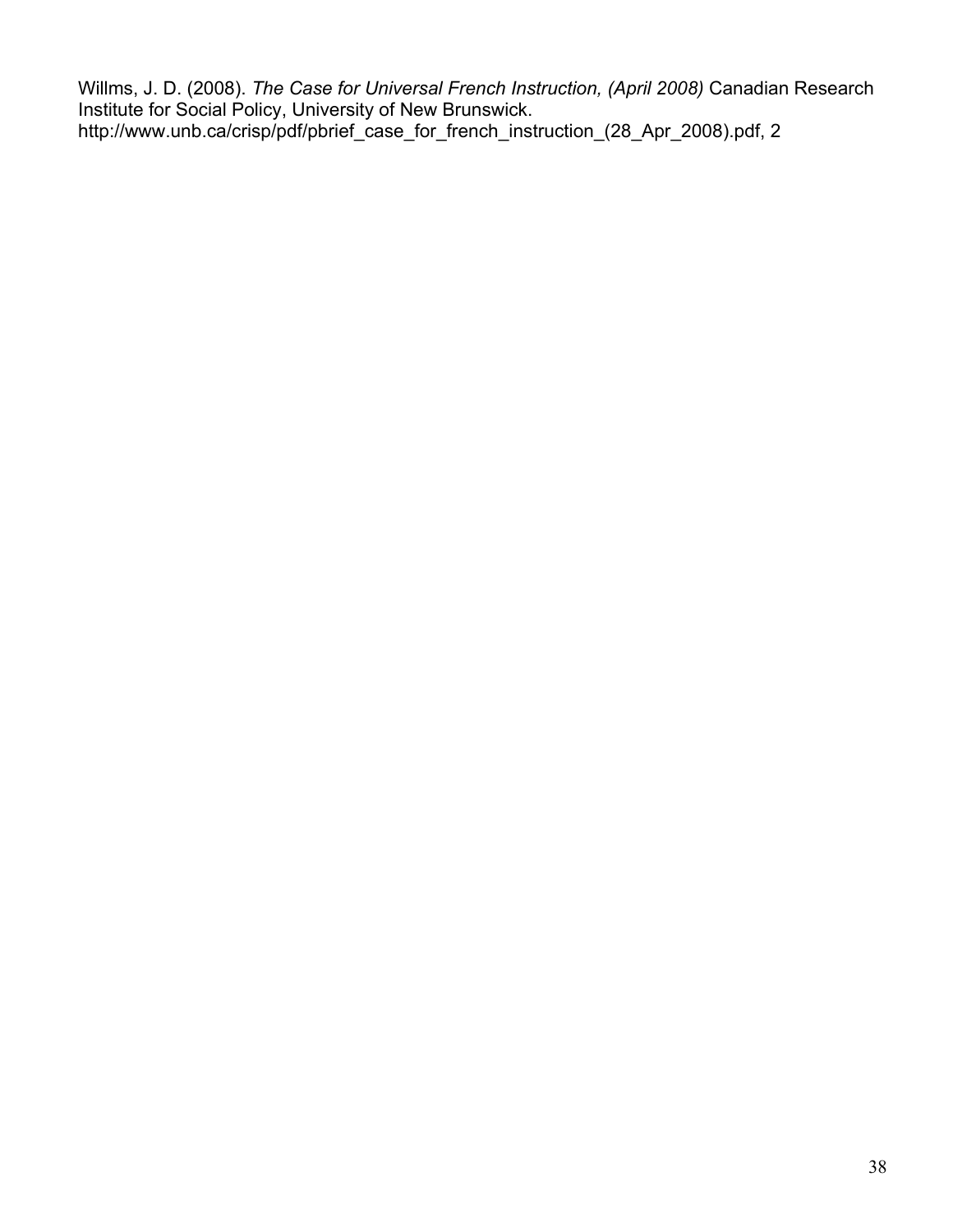Willms, J. D. (2008). *The Case for Universal French Instruction, (April 2008)* Canadian Research Institute for Social Policy, University of New Brunswick. http://www.unb.ca/crisp/pdf/pbrief_case_for_french_instruction_(28_Apr_2008).pdf, 2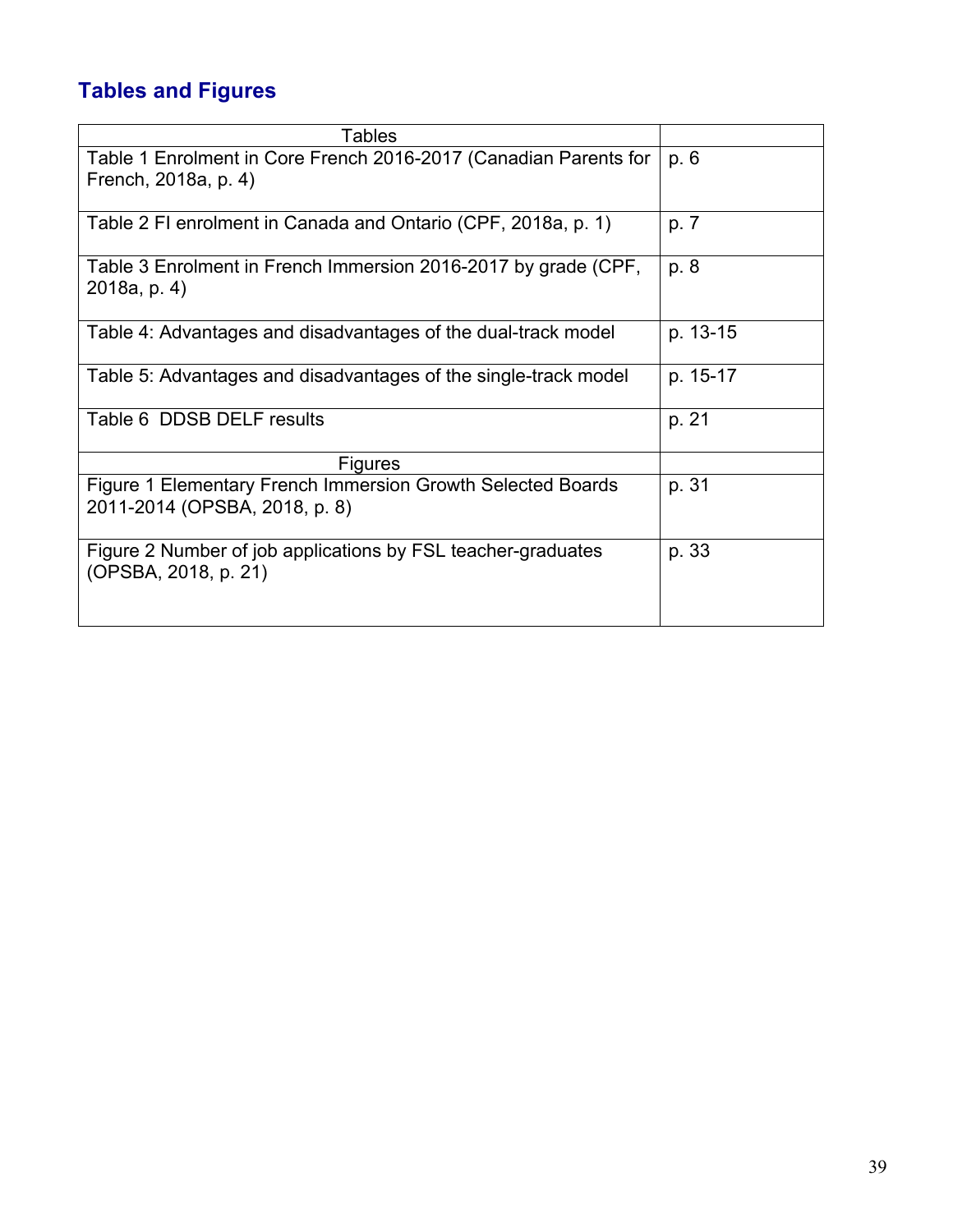## Tables and Figures

| Tables | |
|---|---|
| Table 1 Enrolment in Core French 2016-2017 (Canadian Parents for French, 2018a, p. 4) | p. 6 |
| Table 2 FI enrolment in Canada and Ontario (CPF, 2018a, p. 1) | p. 7 |
| Table 3 Enrolment in French Immersion 2016-2017 by grade (CPF, 2018a, p. 4) | p. 8 |
| Table 4: Advantages and disadvantages of the dual-track model | p. 13-15 |
| Table 5: Advantages and disadvantages of the single-track model | p. 15-17 |
| Table 6 DDSB DELF results | p. 21 |
| Figures | |
| Figure 1 Elementary French Immersion Growth Selected Boards 2011-2014 (OPSBA, 2018, p. 8) | p. 31 |
| Figure 2 Number of job applications by FSL teacher-graduates (OPSBA, 2018, p. 21) | p. 33 |